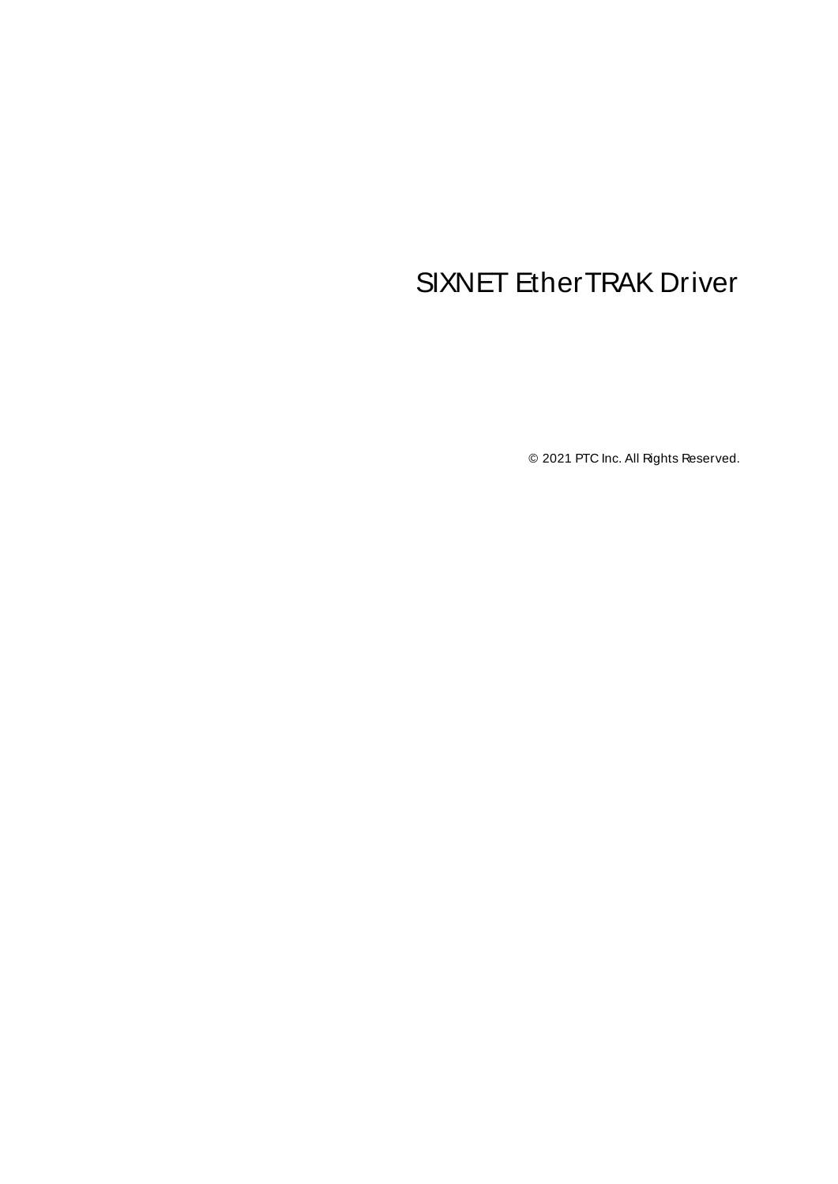# SIXNET EtherTRAK Driver

© 2021 PTC Inc. All Rights Reserved.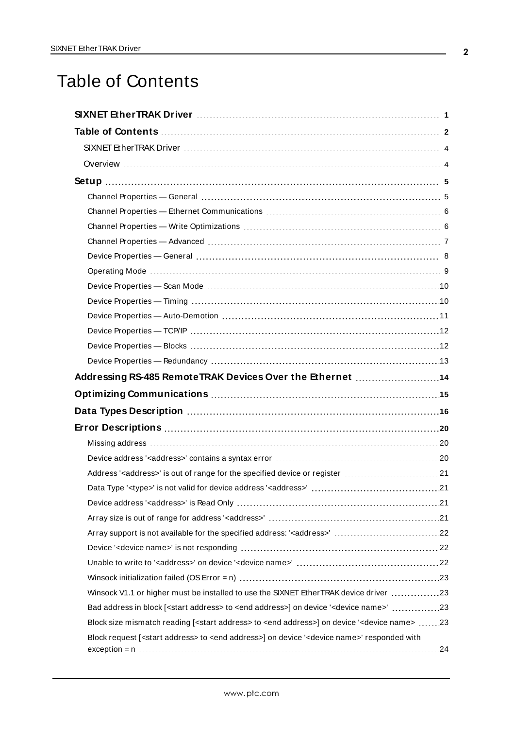# Table of Contents

| | |
|---|---|
| **SIXNET EtherTRAK Driver** | **1** |
| **Table of Contents** | **2** |
| SIXNET EtherTRAK Driver | 4 |
| Overview | 4 |
| **Setup** | **5** |
| Channel Properties — General | 5 |
| Channel Properties — Ethernet Communications | 6 |
| Channel Properties — Write Optimizations | 6 |
| Channel Properties — Advanced | 7 |
| Device Properties — General | 8 |
| Operating Mode | 9 |
| Device Properties — Scan Mode | 10 |
| Device Properties — Timing | 10 |
| Device Properties — Auto-Demotion | 11 |
| Device Properties — TCP/IP | 12 |
| Device Properties — Blocks | 12 |
| Device Properties — Redundancy | 13 |
| **Addressing RS-485 RemoteTRAK Devices Over the Ethernet** | **14** |
| **Optimizing Communications** | **15** |
| **Data Types Description** | **16** |
| **Error Descriptions** | **20** |
| Missing address | 20 |
| Device address '<address>' contains a syntax error | 20 |
| Address '<address>' is out of range for the specified device or register | 21 |
| Data Type '<type>' is not valid for device address '<address>' | 21 |
| Device address '<address>' is Read Only | 21 |
| Array size is out of range for address '<address>' | 21 |
| Array support is not available for the specified address: '<address>' | 22 |
| Device '<device name>' is not responding | 22 |
| Unable to write to '<address>' on device '<device name>' | 22 |
| Winsock initialization failed (OS Error = n) | 23 |
| Winsock V1.1 or higher must be installed to use the SIXNET EtherTRAK device driver | 23 |
| Bad address in block [<start address> to <end address>] on device '<device name>' | 23 |
| Block size mismatch reading [<start address> to <end address>] on device '<device name> | 23 |
| Block request [<start address> to <end address>] on device '<device name>' responded with exception = n | 24 |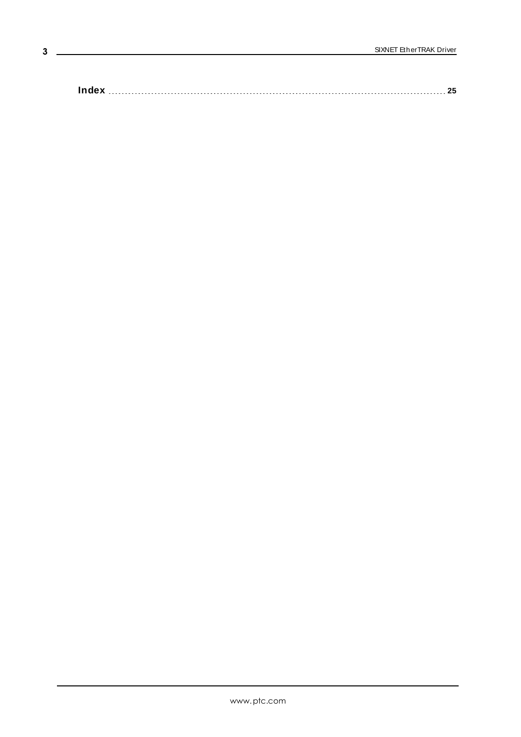**Index** .......................................................................................................... 25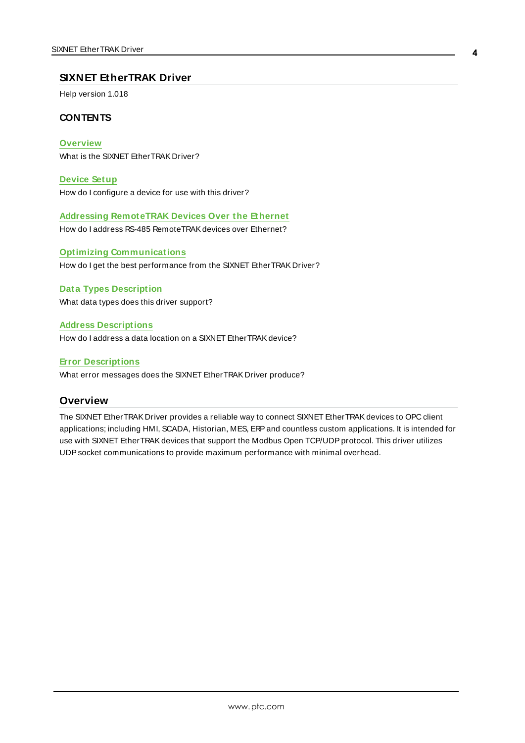# SIXNET EtherTRAK Driver

Help version 1.018

### CONTENTS

**Overview**
What is the SIXNET EtherTRAK Driver?

**Device Setup**
How do I configure a device for use with this driver?

**Addressing RemoteTRAK Devices Over the Ethernet**
How do I address RS-485 RemoteTRAK devices over Ethernet?

**Optimizing Communications**
How do I get the best performance from the SIXNET EtherTRAK Driver?

**Data Types Description**
What data types does this driver support?

**Address Descriptions**
How do I address a data location on a SIXNET EtherTRAK device?

**Error Descriptions**
What error messages does the SIXNET EtherTRAK Driver produce?

## Overview

The SIXNET EtherTRAK Driver provides a reliable way to connect SIXNET EtherTRAK devices to OPC client applications; including HMI, SCADA, Historian, MES, ERP and countless custom applications. It is intended for use with SIXNET EtherTRAK devices that support the Modbus Open TCP/UDP protocol. This driver utilizes UDP socket communications to provide maximum performance with minimal overhead.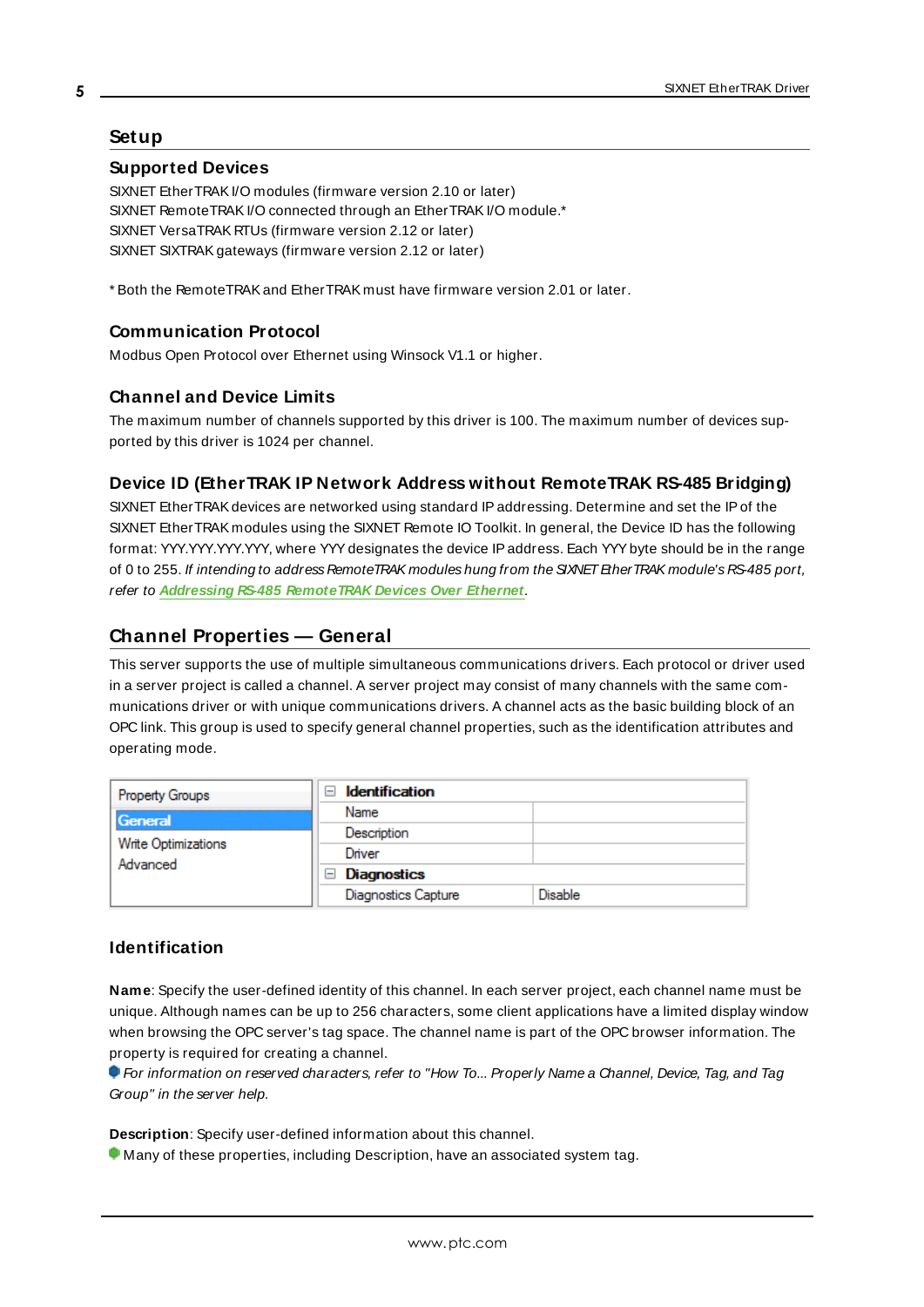# Setup

## Supported Devices

SIXNET EtherTRAK I/O modules (firmware version 2.10 or later)
SIXNET RemoteTRAK I/O connected through an EtherTRAK I/O module.*
SIXNET VersaTRAK RTUs (firmware version 2.12 or later)
SIXNET SIXTRAK gateways (firmware version 2.12 or later)

* Both the RemoteTRAK and EtherTRAK must have firmware version 2.01 or later.

## Communication Protocol

Modbus Open Protocol over Ethernet using Winsock V1.1 or higher.

## Channel and Device Limits

The maximum number of channels supported by this driver is 100. The maximum number of devices supported by this driver is 1024 per channel.

## Device ID (EtherTRAK IP Network Address without RemoteTRAK RS-485 Bridging)

SIXNET EtherTRAK devices are networked using standard IP addressing. Determine and set the IP of the SIXNET EtherTRAK modules using the SIXNET Remote IO Toolkit. In general, the Device ID has the following format: YYY.YYY.YYY.YYY, where YYY designates the device IP address. Each YYY byte should be in the range of 0 to 255. *If intending to address RemoteTRAK modules hung from the SIXNET EtherTRAK module's RS-485 port, refer to* ***Addressing RS-485 RemoteTRAK Devices Over Ethernet***.

# Channel Properties — General

This server supports the use of multiple simultaneous communications drivers. Each protocol or driver used in a server project is called a channel. A server project may consist of many channels with the same communications driver or with unique communications drivers. A channel acts as the basic building block of an OPC link. This group is used to specify general channel properties, such as the identification attributes and operating mode.

| Property Groups | Identification | |
|---|---|---|
| **General** | Name | |
| Write Optimizations | Description | |
| Advanced | Driver | |
| | **Diagnostics** | |
| | Diagnostics Capture | Disable |

## Identification

**Name**: Specify the user-defined identity of this channel. In each server project, each channel name must be unique. Although names can be up to 256 characters, some client applications have a limited display window when browsing the OPC server's tag space. The channel name is part of the OPC browser information. The property is required for creating a channel.

*For information on reserved characters, refer to "How To... Properly Name a Channel, Device, Tag, and Tag Group" in the server help.*

**Description**: Specify user-defined information about this channel.

Many of these properties, including Description, have an associated system tag.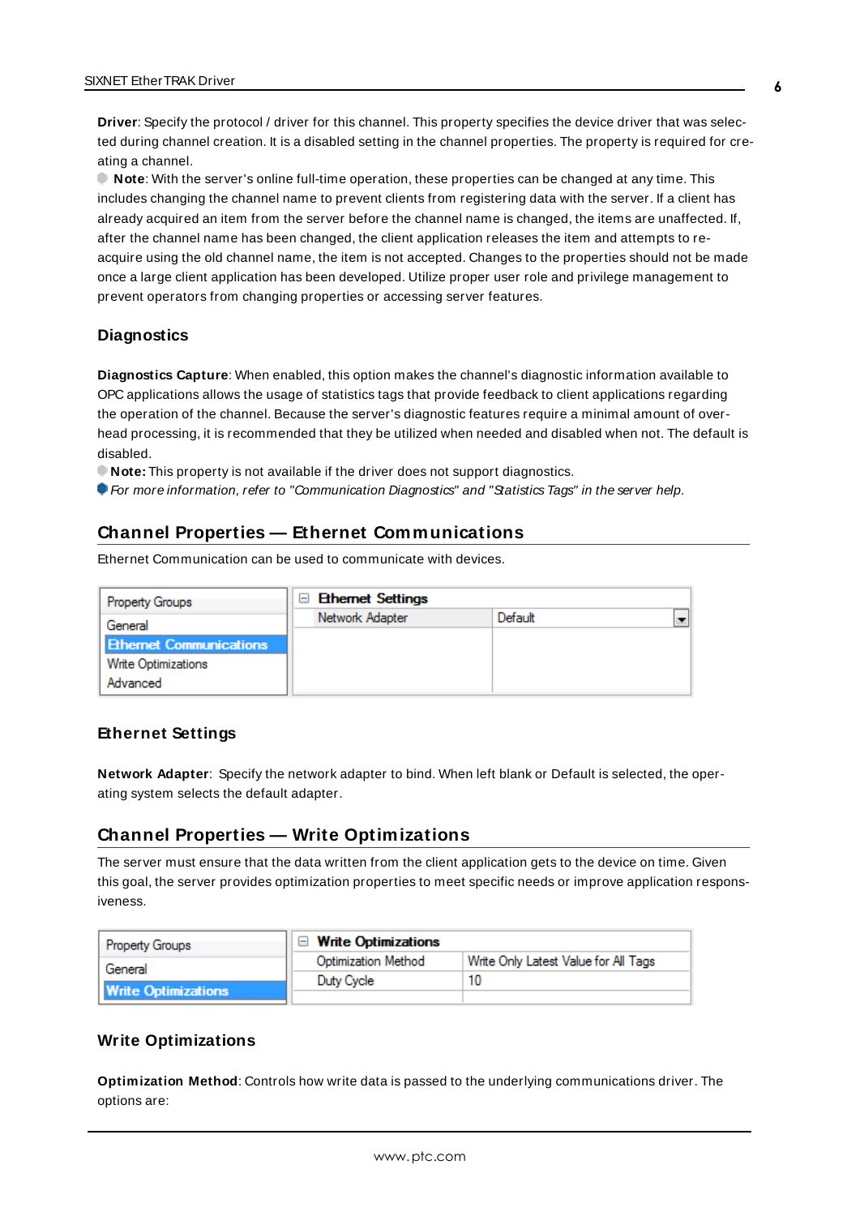**Driver**: Specify the protocol / driver for this channel. This property specifies the device driver that was selected during channel creation. It is a disabled setting in the channel properties. The property is required for creating a channel.

**Note**: With the server's online full-time operation, these properties can be changed at any time. This includes changing the channel name to prevent clients from registering data with the server. If a client has already acquired an item from the server before the channel name is changed, the items are unaffected. If, after the channel name has been changed, the client application releases the item and attempts to re-acquire using the old channel name, the item is not accepted. Changes to the properties should not be made once a large client application has been developed. Utilize proper user role and privilege management to prevent operators from changing properties or accessing server features.

### Diagnostics

**Diagnostics Capture**: When enabled, this option makes the channel's diagnostic information available to OPC applications allows the usage of statistics tags that provide feedback to client applications regarding the operation of the channel. Because the server's diagnostic features require a minimal amount of overhead processing, it is recommended that they be utilized when needed and disabled when not. The default is disabled.

**Note:** This property is not available if the driver does not support diagnostics.

*For more information, refer to "Communication Diagnostics" and "Statistics Tags" in the server help.*

## Channel Properties — Ethernet Communications

Ethernet Communication can be used to communicate with devices.

| Property Groups | Ethernet Settings | |
|---|---|---|
| General | Network Adapter | Default |
| **Ethernet Communications** | | |
| Write Optimizations | | |
| Advanced | | |

### Ethernet Settings

**Network Adapter**: Specify the network adapter to bind. When left blank or Default is selected, the operating system selects the default adapter.

## Channel Properties — Write Optimizations

The server must ensure that the data written from the client application gets to the device on time. Given this goal, the server provides optimization properties to meet specific needs or improve application responsiveness.

| Property Groups | Write Optimizations | |
|---|---|---|
| General | Optimization Method | Write Only Latest Value for All Tags |
| **Write Optimizations** | Duty Cycle | 10 |

### Write Optimizations

**Optimization Method**: Controls how write data is passed to the underlying communications driver. The options are: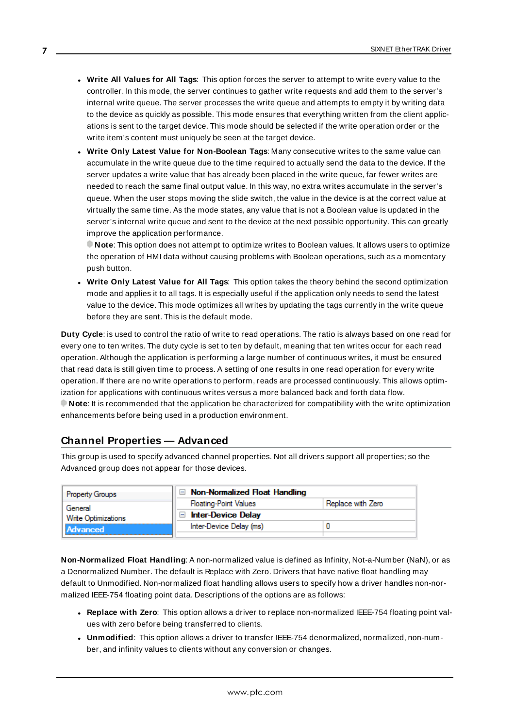- **Write All Values for All Tags**: This option forces the server to attempt to write every value to the controller. In this mode, the server continues to gather write requests and add them to the server's internal write queue. The server processes the write queue and attempts to empty it by writing data to the device as quickly as possible. This mode ensures that everything written from the client applications is sent to the target device. This mode should be selected if the write operation order or the write item's content must uniquely be seen at the target device.
- **Write Only Latest Value for Non-Boolean Tags**: Many consecutive writes to the same value can accumulate in the write queue due to the time required to actually send the data to the device. If the server updates a write value that has already been placed in the write queue, far fewer writes are needed to reach the same final output value. In this way, no extra writes accumulate in the server's queue. When the user stops moving the slide switch, the value in the device is at the correct value at virtually the same time. As the mode states, any value that is not a Boolean value is updated in the server's internal write queue and sent to the device at the next possible opportunity. This can greatly improve the application performance.
  **Note**: This option does not attempt to optimize writes to Boolean values. It allows users to optimize the operation of HMI data without causing problems with Boolean operations, such as a momentary push button.
- **Write Only Latest Value for All Tags**: This option takes the theory behind the second optimization mode and applies it to all tags. It is especially useful if the application only needs to send the latest value to the device. This mode optimizes all writes by updating the tags currently in the write queue before they are sent. This is the default mode.

**Duty Cycle**: is used to control the ratio of write to read operations. The ratio is always based on one read for every one to ten writes. The duty cycle is set to ten by default, meaning that ten writes occur for each read operation. Although the application is performing a large number of continuous writes, it must be ensured that read data is still given time to process. A setting of one results in one read operation for every write operation. If there are no write operations to perform, reads are processed continuously. This allows optimization for applications with continuous writes versus a more balanced back and forth data flow.
**Note**: It is recommended that the application be characterized for compatibility with the write optimization enhancements before being used in a production environment.

## Channel Properties — Advanced

This group is used to specify advanced channel properties. Not all drivers support all properties; so the Advanced group does not appear for those devices.

| Property Groups | | |
|---|---|---|
| General | **Non-Normalized Float Handling** | |
| Write Optimizations | Floating-Point Values | Replace with Zero |
| Advanced | **Inter-Device Delay** | |
| | Inter-Device Delay (ms) | 0 |

**Non-Normalized Float Handling**: A non-normalized value is defined as Infinity, Not-a-Number (NaN), or as a Denormalized Number. The default is Replace with Zero. Drivers that have native float handling may default to Unmodified. Non-normalized float handling allows users to specify how a driver handles non-normalized IEEE-754 floating point data. Descriptions of the options are as follows:

- **Replace with Zero**: This option allows a driver to replace non-normalized IEEE-754 floating point values with zero before being transferred to clients.
- **Unmodified**: This option allows a driver to transfer IEEE-754 denormalized, normalized, non-number, and infinity values to clients without any conversion or changes.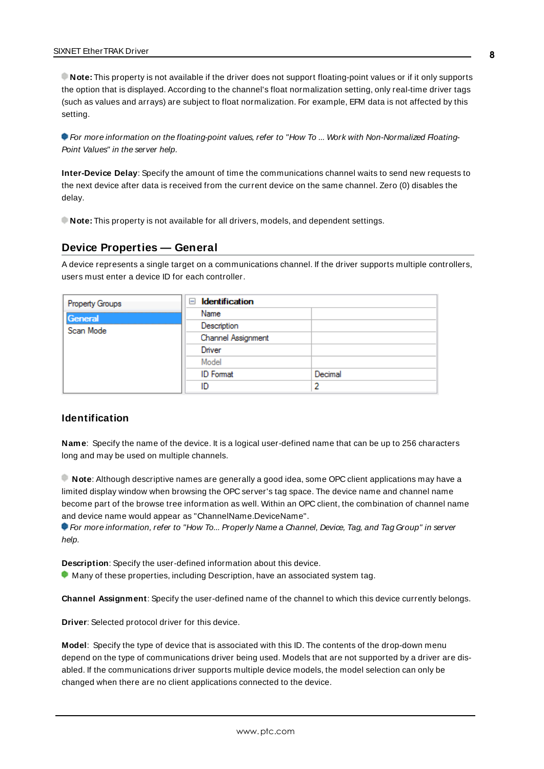**Note:** This property is not available if the driver does not support floating-point values or if it only supports the option that is displayed. According to the channel's float normalization setting, only real-time driver tags (such as values and arrays) are subject to float normalization. For example, EFM data is not affected by this setting.

*For more information on the floating-point values, refer to "How To ... Work with Non-Normalized Floating-Point Values" in the server help.*

**Inter-Device Delay**: Specify the amount of time the communications channel waits to send new requests to the next device after data is received from the current device on the same channel. Zero (0) disables the delay.

**Note:** This property is not available for all drivers, models, and dependent settings.

## Device Properties — General

A device represents a single target on a communications channel. If the driver supports multiple controllers, users must enter a device ID for each controller.

| Property Groups | Identification | |
|---|---|---|
| **General** | Name | |
| Scan Mode | Description | |
| | Channel Assignment | |
| | Driver | |
| | Model | |
| | ID Format | Decimal |
| | ID | 2 |

### Identification

**Name**: Specify the name of the device. It is a logical user-defined name that can be up to 256 characters long and may be used on multiple channels.

**Note**: Although descriptive names are generally a good idea, some OPC client applications may have a limited display window when browsing the OPC server's tag space. The device name and channel name become part of the browse tree information as well. Within an OPC client, the combination of channel name and device name would appear as "ChannelName.DeviceName".

*For more information, refer to "How To... Properly Name a Channel, Device, Tag, and Tag Group" in server help.*

**Description**: Specify the user-defined information about this device.

Many of these properties, including Description, have an associated system tag.

**Channel Assignment**: Specify the user-defined name of the channel to which this device currently belongs.

**Driver**: Selected protocol driver for this device.

**Model**: Specify the type of device that is associated with this ID. The contents of the drop-down menu depend on the type of communications driver being used. Models that are not supported by a driver are disabled. If the communications driver supports multiple device models, the model selection can only be changed when there are no client applications connected to the device.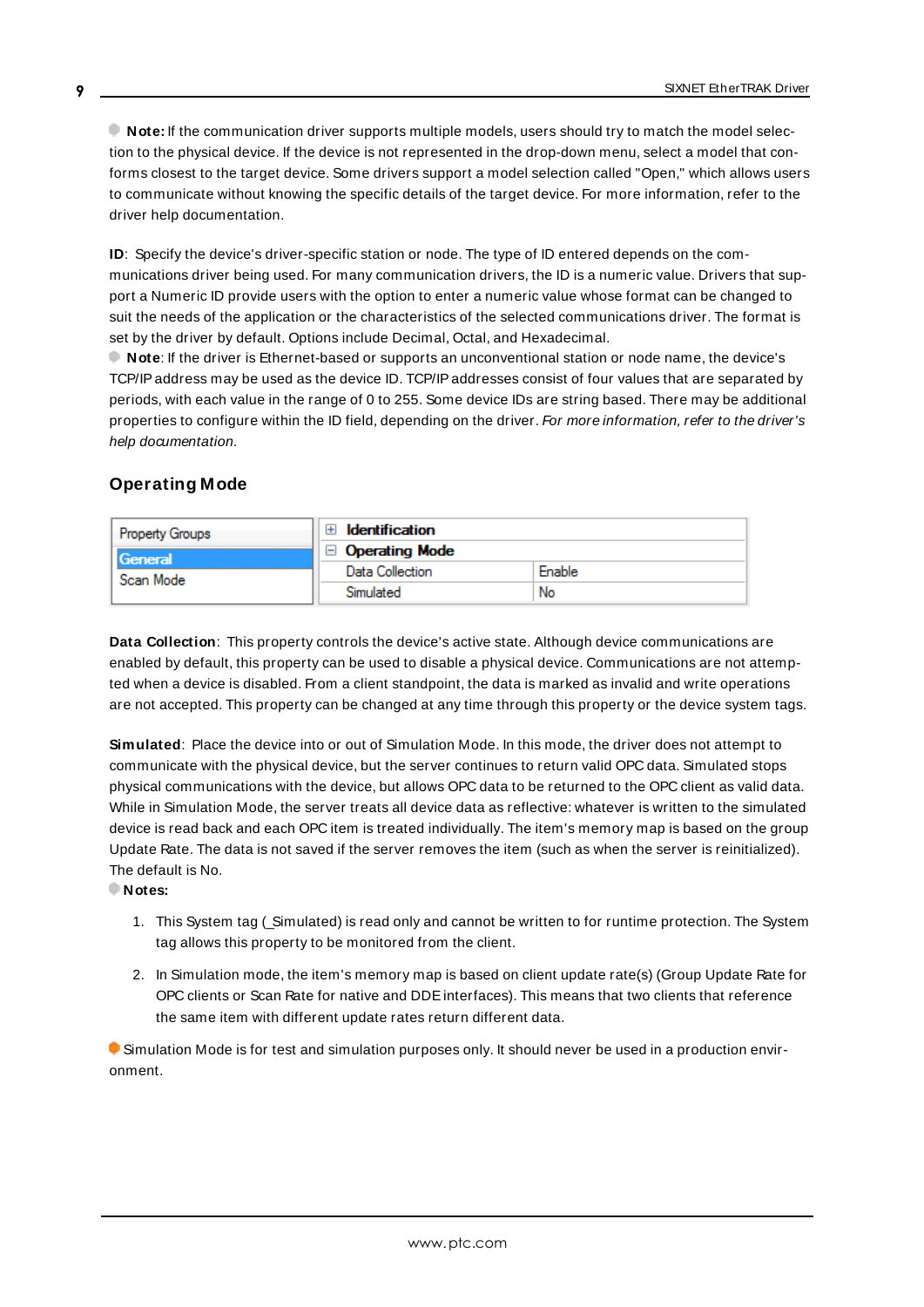**Note:** If the communication driver supports multiple models, users should try to match the model selection to the physical device. If the device is not represented in the drop-down menu, select a model that conforms closest to the target device. Some drivers support a model selection called "Open," which allows users to communicate without knowing the specific details of the target device. For more information, refer to the driver help documentation.

**ID**: Specify the device's driver-specific station or node. The type of ID entered depends on the communications driver being used. For many communication drivers, the ID is a numeric value. Drivers that support a Numeric ID provide users with the option to enter a numeric value whose format can be changed to suit the needs of the application or the characteristics of the selected communications driver. The format is set by the driver by default. Options include Decimal, Octal, and Hexadecimal.

**Note**: If the driver is Ethernet-based or supports an unconventional station or node name, the device's TCP/IP address may be used as the device ID. TCP/IP addresses consist of four values that are separated by periods, with each value in the range of 0 to 255. Some device IDs are string based. There may be additional properties to configure within the ID field, depending on the driver. *For more information, refer to the driver's help documentation.*

## Operating Mode

| Property Groups | | |
|---|---|---|
| General | ⊞ **Identification** | |
| Scan Mode | ⊟ **Operating Mode** | |
| | Data Collection | Enable |
| | Simulated | No |

**Data Collection**: This property controls the device's active state. Although device communications are enabled by default, this property can be used to disable a physical device. Communications are not attempted when a device is disabled. From a client standpoint, the data is marked as invalid and write operations are not accepted. This property can be changed at any time through this property or the device system tags.

**Simulated**: Place the device into or out of Simulation Mode. In this mode, the driver does not attempt to communicate with the physical device, but the server continues to return valid OPC data. Simulated stops physical communications with the device, but allows OPC data to be returned to the OPC client as valid data. While in Simulation Mode, the server treats all device data as reflective: whatever is written to the simulated device is read back and each OPC item is treated individually. The item's memory map is based on the group Update Rate. The data is not saved if the server removes the item (such as when the server is reinitialized). The default is No.

**Notes:**

1. This System tag (_Simulated) is read only and cannot be written to for runtime protection. The System tag allows this property to be monitored from the client.
2. In Simulation mode, the item's memory map is based on client update rate(s) (Group Update Rate for OPC clients or Scan Rate for native and DDE interfaces). This means that two clients that reference the same item with different update rates return different data.

Simulation Mode is for test and simulation purposes only. It should never be used in a production environment.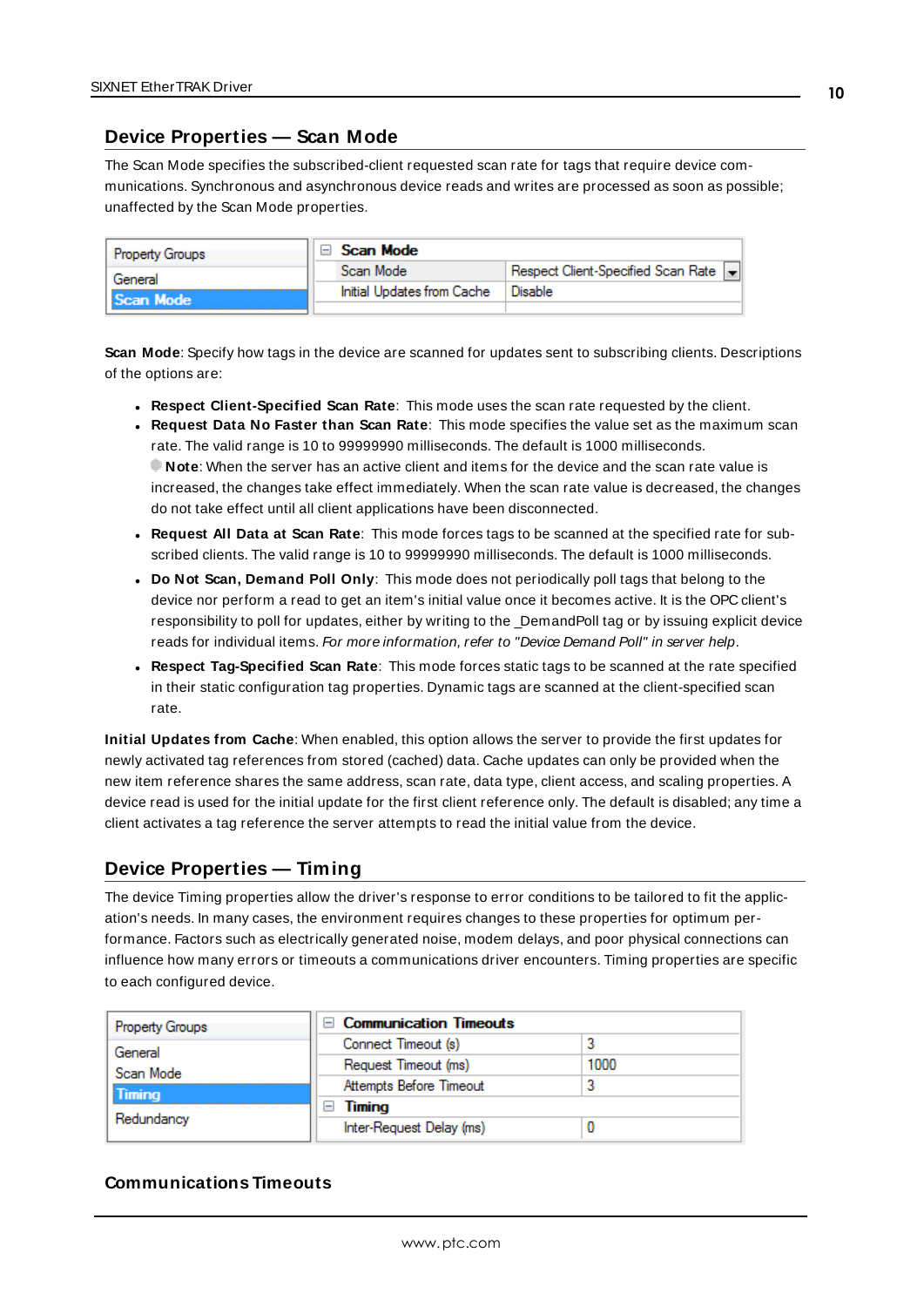## Device Properties — Scan Mode

The Scan Mode specifies the subscribed-client requested scan rate for tags that require device communications. Synchronous and asynchronous device reads and writes are processed as soon as possible; unaffected by the Scan Mode properties.

| Property Groups | Scan Mode | |
|---|---|---|
| General | Scan Mode | Respect Client-Specified Scan Rate |
| **Scan Mode** | Initial Updates from Cache | Disable |

**Scan Mode**: Specify how tags in the device are scanned for updates sent to subscribing clients. Descriptions of the options are:

- **Respect Client-Specified Scan Rate**: This mode uses the scan rate requested by the client.
- **Request Data No Faster than Scan Rate**: This mode specifies the value set as the maximum scan rate. The valid range is 10 to 99999990 milliseconds. The default is 1000 milliseconds.
  **Note**: When the server has an active client and items for the device and the scan rate value is increased, the changes take effect immediately. When the scan rate value is decreased, the changes do not take effect until all client applications have been disconnected.
- **Request All Data at Scan Rate**: This mode forces tags to be scanned at the specified rate for subscribed clients. The valid range is 10 to 99999990 milliseconds. The default is 1000 milliseconds.
- **Do Not Scan, Demand Poll Only**: This mode does not periodically poll tags that belong to the device nor perform a read to get an item's initial value once it becomes active. It is the OPC client's responsibility to poll for updates, either by writing to the _DemandPoll tag or by issuing explicit device reads for individual items. *For more information, refer to "Device Demand Poll" in server help*.
- **Respect Tag-Specified Scan Rate**: This mode forces static tags to be scanned at the rate specified in their static configuration tag properties. Dynamic tags are scanned at the client-specified scan rate.

**Initial Updates from Cache**: When enabled, this option allows the server to provide the first updates for newly activated tag references from stored (cached) data. Cache updates can only be provided when the new item reference shares the same address, scan rate, data type, client access, and scaling properties. A device read is used for the initial update for the first client reference only. The default is disabled; any time a client activates a tag reference the server attempts to read the initial value from the device.

## Device Properties — Timing

The device Timing properties allow the driver's response to error conditions to be tailored to fit the application's needs. In many cases, the environment requires changes to these properties for optimum performance. Factors such as electrically generated noise, modem delays, and poor physical connections can influence how many errors or timeouts a communications driver encounters. Timing properties are specific to each configured device.

| Property Groups | Communication Timeouts | |
|---|---|---|
| General | Connect Timeout (s) | 3 |
| Scan Mode | Request Timeout (ms) | 1000 |
| **Timing** | Attempts Before Timeout | 3 |
| Redundancy | **Timing** | |
| | Inter-Request Delay (ms) | 0 |

### Communications Timeouts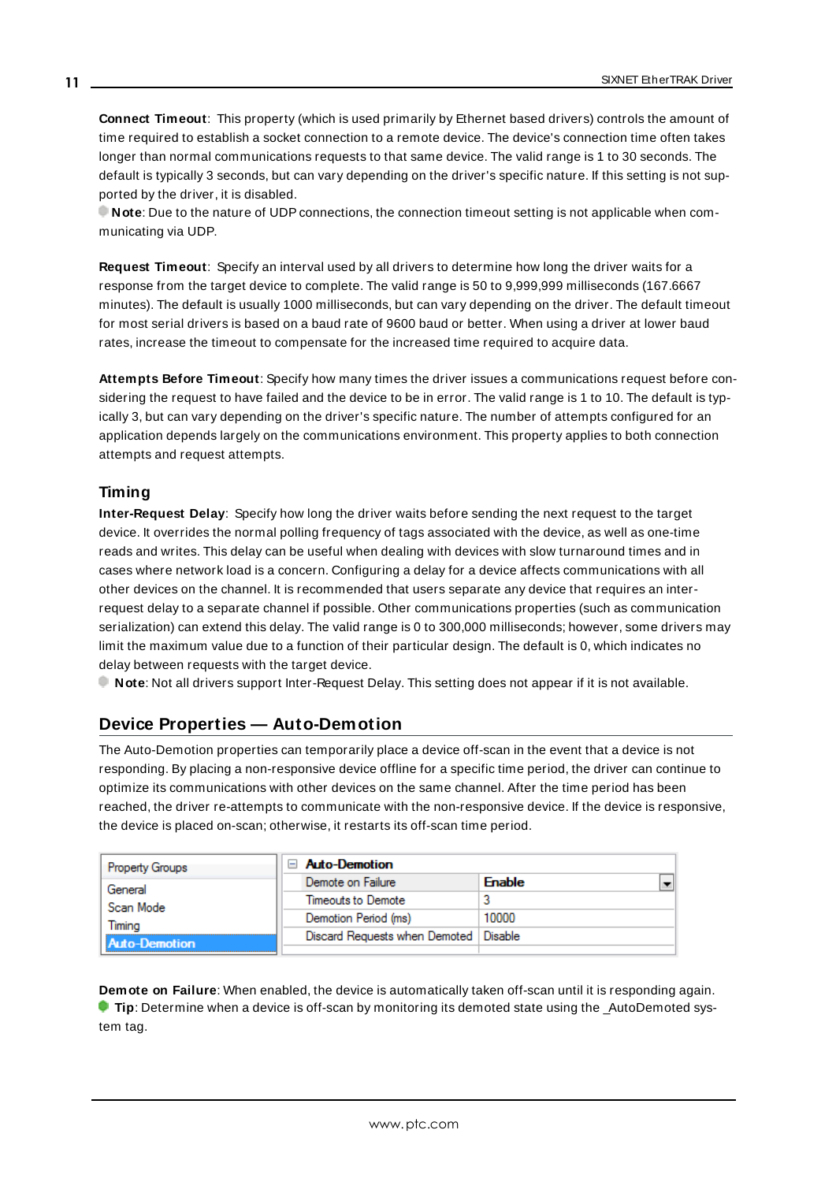**Connect Timeout**: This property (which is used primarily by Ethernet based drivers) controls the amount of time required to establish a socket connection to a remote device. The device's connection time often takes longer than normal communications requests to that same device. The valid range is 1 to 30 seconds. The default is typically 3 seconds, but can vary depending on the driver's specific nature. If this setting is not supported by the driver, it is disabled.

**Note**: Due to the nature of UDP connections, the connection timeout setting is not applicable when communicating via UDP.

**Request Timeout**: Specify an interval used by all drivers to determine how long the driver waits for a response from the target device to complete. The valid range is 50 to 9,999,999 milliseconds (167.6667 minutes). The default is usually 1000 milliseconds, but can vary depending on the driver. The default timeout for most serial drivers is based on a baud rate of 9600 baud or better. When using a driver at lower baud rates, increase the timeout to compensate for the increased time required to acquire data.

**Attempts Before Timeout**: Specify how many times the driver issues a communications request before considering the request to have failed and the device to be in error. The valid range is 1 to 10. The default is typically 3, but can vary depending on the driver's specific nature. The number of attempts configured for an application depends largely on the communications environment. This property applies to both connection attempts and request attempts.

### Timing

**Inter-Request Delay**: Specify how long the driver waits before sending the next request to the target device. It overrides the normal polling frequency of tags associated with the device, as well as one-time reads and writes. This delay can be useful when dealing with devices with slow turnaround times and in cases where network load is a concern. Configuring a delay for a device affects communications with all other devices on the channel. It is recommended that users separate any device that requires an inter-request delay to a separate channel if possible. Other communications properties (such as communication serialization) can extend this delay. The valid range is 0 to 300,000 milliseconds; however, some drivers may limit the maximum value due to a function of their particular design. The default is 0, which indicates no delay between requests with the target device.

**Note**: Not all drivers support Inter-Request Delay. This setting does not appear if it is not available.

## Device Properties — Auto-Demotion

The Auto-Demotion properties can temporarily place a device off-scan in the event that a device is not responding. By placing a non-responsive device offline for a specific time period, the driver can continue to optimize its communications with other devices on the same channel. After the time period has been reached, the driver re-attempts to communicate with the non-responsive device. If the device is responsive, the device is placed on-scan; otherwise, it restarts its off-scan time period.

| Property Groups | Auto-Demotion | |
|---|---|---|
| General | Demote on Failure | Enable |
| Scan Mode | Timeouts to Demote | 3 |
| Timing | Demotion Period (ms) | 10000 |
| Auto-Demotion | Discard Requests when Demoted | Disable |

**Demote on Failure**: When enabled, the device is automatically taken off-scan until it is responding again.

**Tip**: Determine when a device is off-scan by monitoring its demoted state using the _AutoDemoted system tag.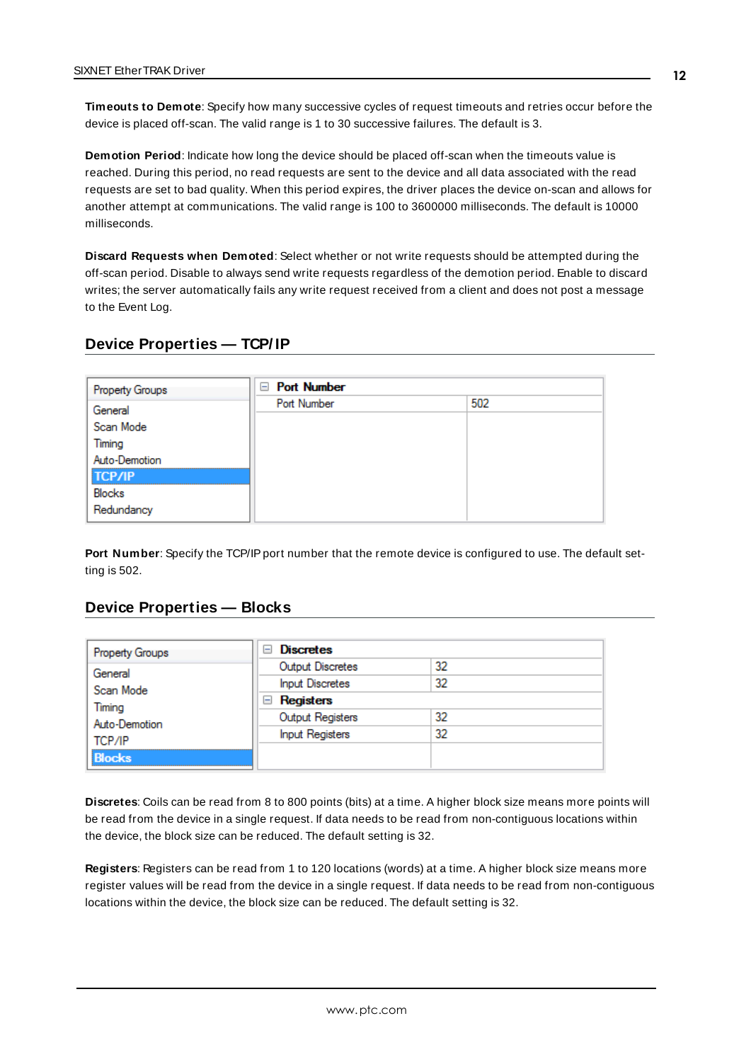**Timeouts to Demote**: Specify how many successive cycles of request timeouts and retries occur before the device is placed off-scan. The valid range is 1 to 30 successive failures. The default is 3.

**Demotion Period**: Indicate how long the device should be placed off-scan when the timeouts value is reached. During this period, no read requests are sent to the device and all data associated with the read requests are set to bad quality. When this period expires, the driver places the device on-scan and allows for another attempt at communications. The valid range is 100 to 3600000 milliseconds. The default is 10000 milliseconds.

**Discard Requests when Demoted**: Select whether or not write requests should be attempted during the off-scan period. Disable to always send write requests regardless of the demotion period. Enable to discard writes; the server automatically fails any write request received from a client and does not post a message to the Event Log.

## Device Properties — TCP/IP

| Property Groups | Port Number | |
|---|---|---|
| General | Port Number | 502 |
| Scan Mode | | |
| Timing | | |
| Auto-Demotion | | |
| **TCP/IP** | | |
| Blocks | | |
| Redundancy | | |

**Port Number**: Specify the TCP/IP port number that the remote device is configured to use. The default setting is 502.

## Device Properties — Blocks

| Property Groups | Discretes | |
|---|---|---|
| General | Output Discretes | 32 |
| Scan Mode | Input Discretes | 32 |
| Timing | **Registers** | |
| Auto-Demotion | Output Registers | 32 |
| TCP/IP | Input Registers | 32 |
| **Blocks** | | |

**Discretes**: Coils can be read from 8 to 800 points (bits) at a time. A higher block size means more points will be read from the device in a single request. If data needs to be read from non-contiguous locations within the device, the block size can be reduced. The default setting is 32.

**Registers**: Registers can be read from 1 to 120 locations (words) at a time. A higher block size means more register values will be read from the device in a single request. If data needs to be read from non-contiguous locations within the device, the block size can be reduced. The default setting is 32.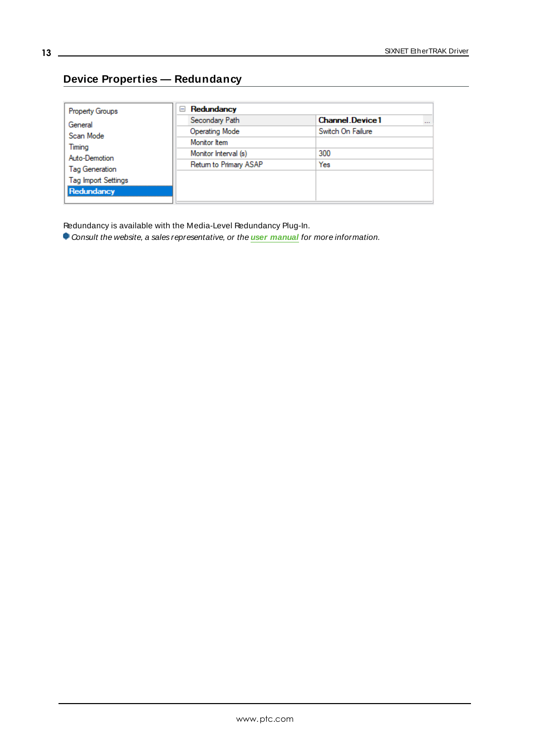## Device Properties — Redundancy

| Property Groups | Redundancy | |
|---|---|---|
| General | Secondary Path | **Channel.Device1** |
| Scan Mode | Operating Mode | Switch On Failure |
| Timing | Monitor Item | |
| Auto-Demotion | Monitor Interval (s) | 300 |
| Tag Generation | Return to Primary ASAP | Yes |
| Tag Import Settings | | |
| **Redundancy** | | |

Redundancy is available with the Media-Level Redundancy Plug-In.

*Consult the website, a sales representative, or the* ***user manual*** *for more information.*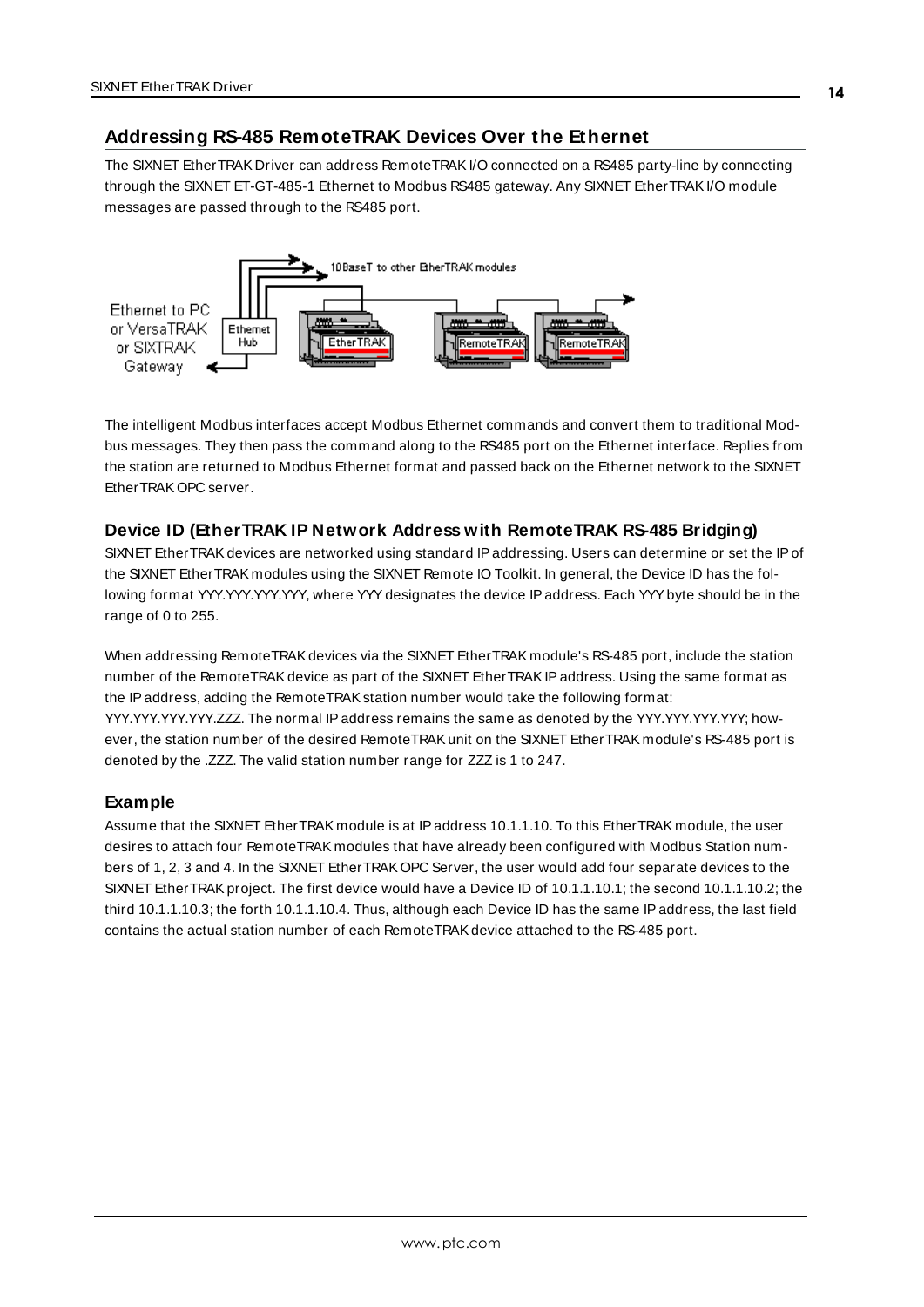## Addressing RS-485 RemoteTRAK Devices Over the Ethernet

The SIXNET EtherTRAK Driver can address RemoteTRAK I/O connected on a RS485 party-line by connecting through the SIXNET ET-GT-485-1 Ethernet to Modbus RS485 gateway. Any SIXNET EtherTRAK I/O module messages are passed through to the RS485 port.

The intelligent Modbus interfaces accept Modbus Ethernet commands and convert them to traditional Modbus messages. They then pass the command along to the RS485 port on the Ethernet interface. Replies from the station are returned to Modbus Ethernet format and passed back on the Ethernet network to the SIXNET EtherTRAK OPC server.

### Device ID (EtherTRAK IP Network Address with RemoteTRAK RS-485 Bridging)

SIXNET EtherTRAK devices are networked using standard IP addressing. Users can determine or set the IP of the SIXNET EtherTRAK modules using the SIXNET Remote IO Toolkit. In general, the Device ID has the following format YYY.YYY.YYY.YYY, where YYY designates the device IP address. Each YYY byte should be in the range of 0 to 255.

When addressing RemoteTRAK devices via the SIXNET EtherTRAK module's RS-485 port, include the station number of the RemoteTRAK device as part of the SIXNET EtherTRAK IP address. Using the same format as the IP address, adding the RemoteTRAK station number would take the following format: YYY.YYY.YYY.YYY.ZZZ. The normal IP address remains the same as denoted by the YYY.YYY.YYY.YYY; however, the station number of the desired RemoteTRAK unit on the SIXNET EtherTRAK module's RS-485 port is denoted by the .ZZZ. The valid station number range for ZZZ is 1 to 247.

### Example

Assume that the SIXNET EtherTRAK module is at IP address 10.1.1.10. To this EtherTRAK module, the user desires to attach four RemoteTRAK modules that have already been configured with Modbus Station numbers of 1, 2, 3 and 4. In the SIXNET EtherTRAK OPC Server, the user would add four separate devices to the SIXNET EtherTRAK project. The first device would have a Device ID of 10.1.1.10.1; the second 10.1.1.10.2; the third 10.1.1.10.3; the forth 10.1.1.10.4. Thus, although each Device ID has the same IP address, the last field contains the actual station number of each RemoteTRAK device attached to the RS-485 port.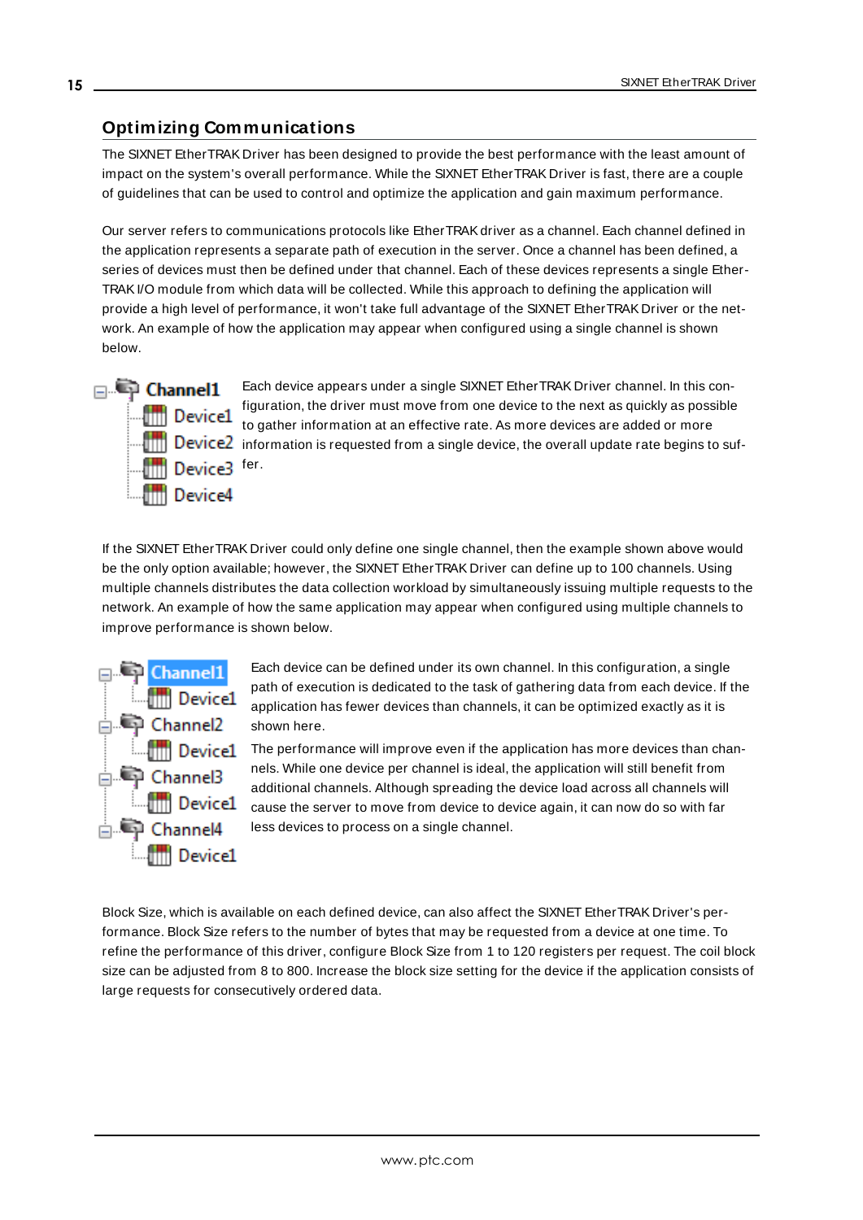## Optimizing Communications

The SIXNET EtherTRAK Driver has been designed to provide the best performance with the least amount of impact on the system's overall performance. While the SIXNET EtherTRAK Driver is fast, there are a couple of guidelines that can be used to control and optimize the application and gain maximum performance.

Our server refers to communications protocols like EtherTRAK driver as a channel. Each channel defined in the application represents a separate path of execution in the server. Once a channel has been defined, a series of devices must then be defined under that channel. Each of these devices represents a single EtherTRAK I/O module from which data will be collected. While this approach to defining the application will provide a high level of performance, it won't take full advantage of the SIXNET EtherTRAK Driver or the network. An example of how the application may appear when configured using a single channel is shown below.

Channel1
- Device1
- Device2
- Device3
- Device4

Each device appears under a single SIXNET EtherTRAK Driver channel. In this configuration, the driver must move from one device to the next as quickly as possible to gather information at an effective rate. As more devices are added or more information is requested from a single device, the overall update rate begins to suffer.

If the SIXNET EtherTRAK Driver could only define one single channel, then the example shown above would be the only option available; however, the SIXNET EtherTRAK Driver can define up to 100 channels. Using multiple channels distributes the data collection workload by simultaneously issuing multiple requests to the network. An example of how the same application may appear when configured using multiple channels to improve performance is shown below.

Channel1
- Device1

Channel2
- Device1

Channel3
- Device1

Channel4
- Device1

Each device can be defined under its own channel. In this configuration, a single path of execution is dedicated to the task of gathering data from each device. If the application has fewer devices than channels, it can be optimized exactly as it is shown here.

The performance will improve even if the application has more devices than channels. While one device per channel is ideal, the application will still benefit from additional channels. Although spreading the device load across all channels will cause the server to move from device to device again, it can now do so with far less devices to process on a single channel.

Block Size, which is available on each defined device, can also affect the SIXNET EtherTRAK Driver's performance. Block Size refers to the number of bytes that may be requested from a device at one time. To refine the performance of this driver, configure Block Size from 1 to 120 registers per request. The coil block size can be adjusted from 8 to 800. Increase the block size setting for the device if the application consists of large requests for consecutively ordered data.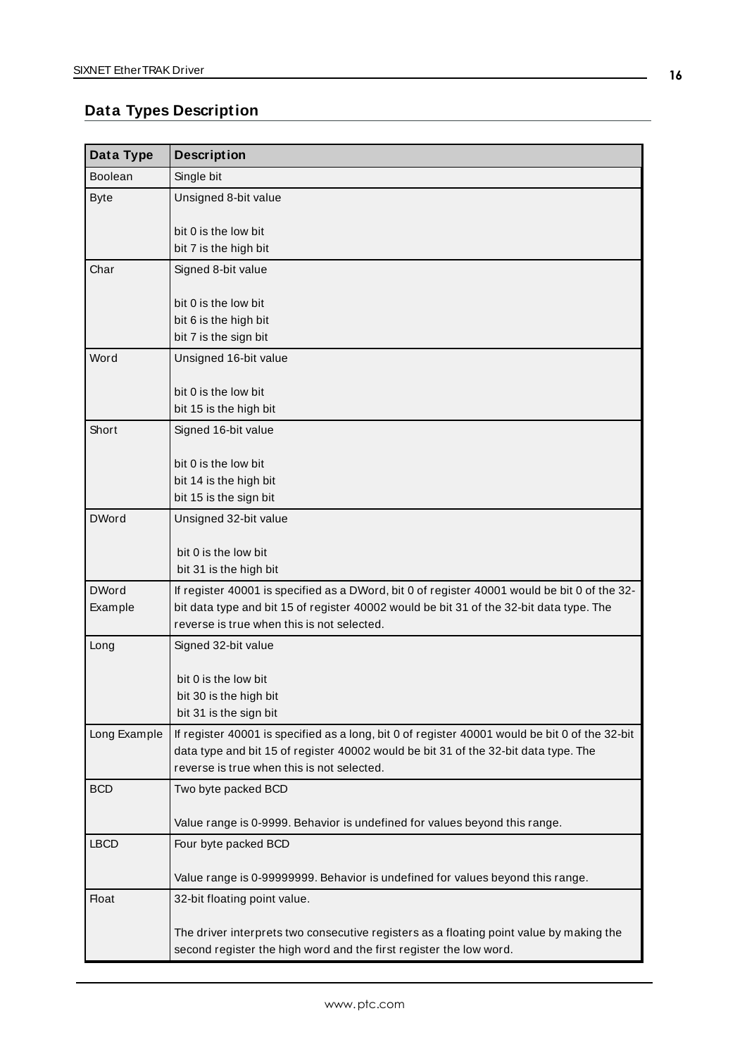## Data Types Description

| Data Type | Description |
|---|---|
| Boolean | Single bit |
| Byte | Unsigned 8-bit value<br><br>bit 0 is the low bit<br>bit 7 is the high bit |
| Char | Signed 8-bit value<br><br>bit 0 is the low bit<br>bit 6 is the high bit<br>bit 7 is the sign bit |
| Word | Unsigned 16-bit value<br><br>bit 0 is the low bit<br>bit 15 is the high bit |
| Short | Signed 16-bit value<br><br>bit 0 is the low bit<br>bit 14 is the high bit<br>bit 15 is the sign bit |
| DWord | Unsigned 32-bit value<br><br>bit 0 is the low bit<br>bit 31 is the high bit |
| DWord Example | If register 40001 is specified as a DWord, bit 0 of register 40001 would be bit 0 of the 32-bit data type and bit 15 of register 40002 would be bit 31 of the 32-bit data type. The reverse is true when this is not selected. |
| Long | Signed 32-bit value<br><br>bit 0 is the low bit<br>bit 30 is the high bit<br>bit 31 is the sign bit |
| Long Example | If register 40001 is specified as a long, bit 0 of register 40001 would be bit 0 of the 32-bit data type and bit 15 of register 40002 would be bit 31 of the 32-bit data type. The reverse is true when this is not selected. |
| BCD | Two byte packed BCD<br><br>Value range is 0-9999. Behavior is undefined for values beyond this range. |
| LBCD | Four byte packed BCD<br><br>Value range is 0-99999999. Behavior is undefined for values beyond this range. |
| Float | 32-bit floating point value.<br><br>The driver interprets two consecutive registers as a floating point value by making the second register the high word and the first register the low word. |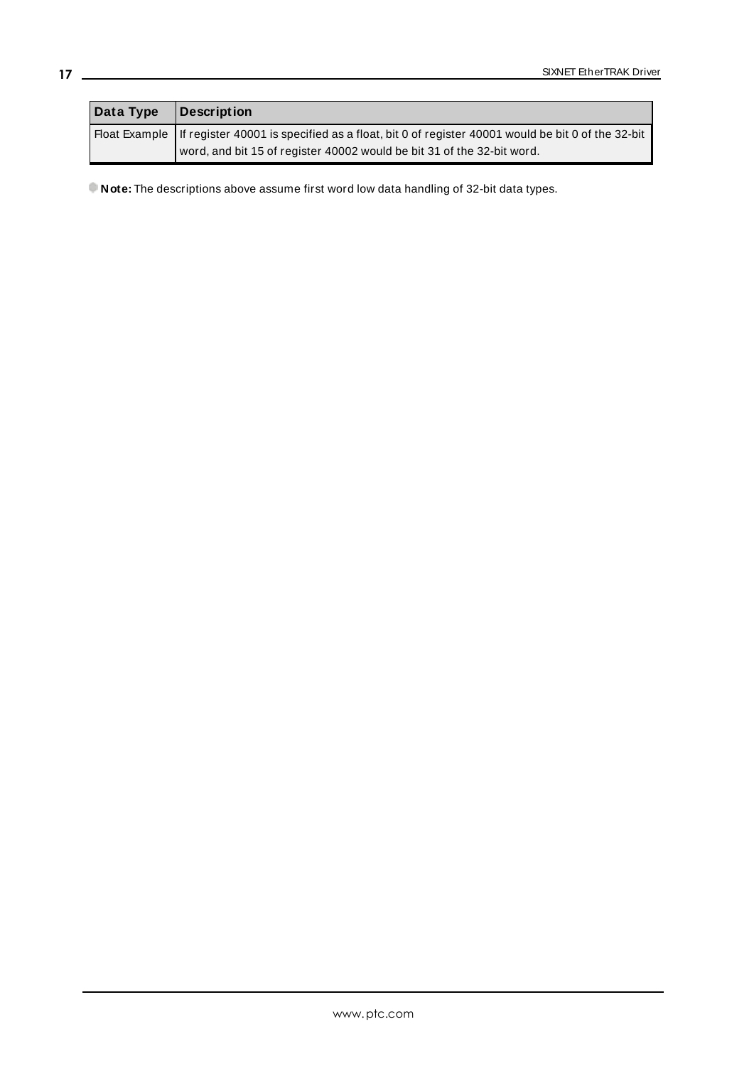| Data Type | Description |
| --- | --- |
| Float Example | If register 40001 is specified as a float, bit 0 of register 40001 would be bit 0 of the 32-bit word, and bit 15 of register 40002 would be bit 31 of the 32-bit word. |

**Note:** The descriptions above assume first word low data handling of 32-bit data types.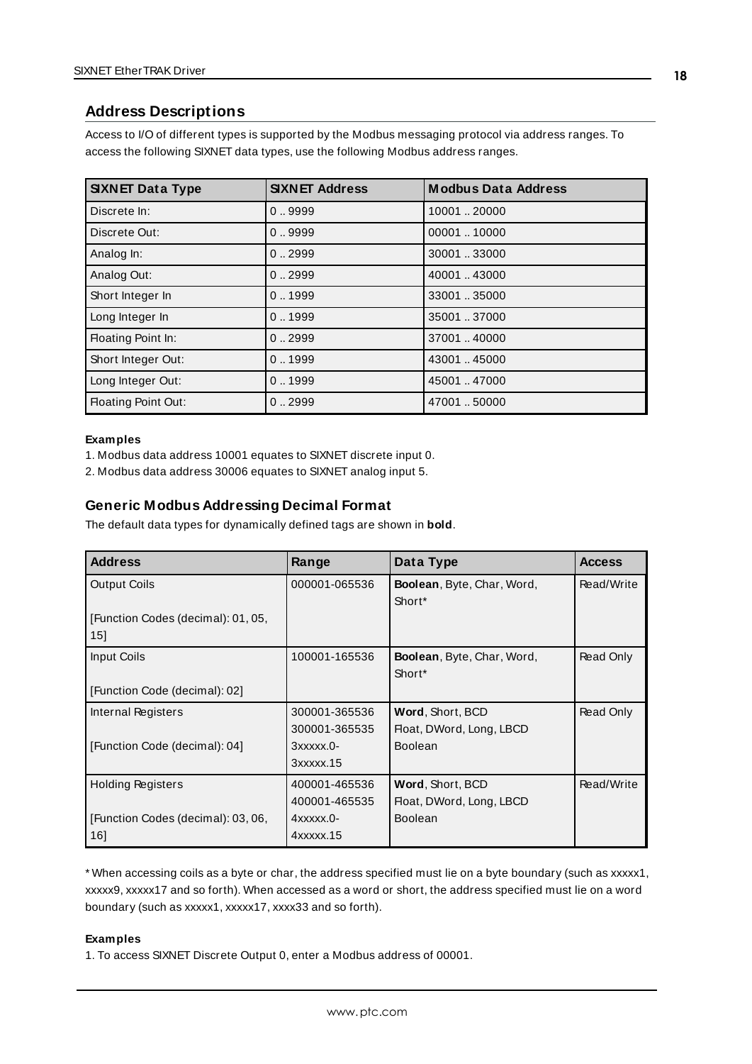## Address Descriptions

Access to I/O of different types is supported by the Modbus messaging protocol via address ranges. To access the following SIXNET data types, use the following Modbus address ranges.

| SIXNET Data Type | SIXNET Address | Modbus Data Address |
| --- | --- | --- |
| Discrete In: | 0 .. 9999 | 10001 .. 20000 |
| Discrete Out: | 0 .. 9999 | 00001 .. 10000 |
| Analog In: | 0 .. 2999 | 30001 .. 33000 |
| Analog Out: | 0 .. 2999 | 40001 .. 43000 |
| Short Integer In | 0 .. 1999 | 33001 .. 35000 |
| Long Integer In | 0 .. 1999 | 35001 .. 37000 |
| Floating Point In: | 0 .. 2999 | 37001 .. 40000 |
| Short Integer Out: | 0 .. 1999 | 43001 .. 45000 |
| Long Integer Out: | 0 .. 1999 | 45001 .. 47000 |
| Floating Point Out: | 0 .. 2999 | 47001 .. 50000 |

**Examples**

1. Modbus data address 10001 equates to SIXNET discrete input 0.
2. Modbus data address 30006 equates to SIXNET analog input 5.

### Generic Modbus Addressing Decimal Format

The default data types for dynamically defined tags are shown in **bold**.

| Address | Range | Data Type | Access |
| --- | --- | --- | --- |
| Output Coils<br><br>[Function Codes (decimal): 01, 05, 15] | 000001-065536 | **Boolean**, Byte, Char, Word, Short* | Read/Write |
| Input Coils<br><br>[Function Code (decimal): 02] | 100001-165536 | **Boolean**, Byte, Char, Word, Short* | Read Only |
| Internal Registers<br><br>[Function Code (decimal): 04] | 300001-365536<br>300001-365535<br>3xxxxx.0-3xxxxx.15 | **Word**, Short, BCD<br>Float, DWord, Long, LBCD<br>Boolean | Read Only |
| Holding Registers<br><br>[Function Codes (decimal): 03, 06, 16] | 400001-465536<br>400001-465535<br>4xxxxx.0-4xxxxx.15 | **Word**, Short, BCD<br>Float, DWord, Long, LBCD<br>Boolean | Read/Write |

* When accessing coils as a byte or char, the address specified must lie on a byte boundary (such as xxxxx1, xxxxx9, xxxxx17 and so forth). When accessed as a word or short, the address specified must lie on a word boundary (such as xxxxx1, xxxxx17, xxxx33 and so forth).

**Examples**

1. To access SIXNET Discrete Output 0, enter a Modbus address of 00001.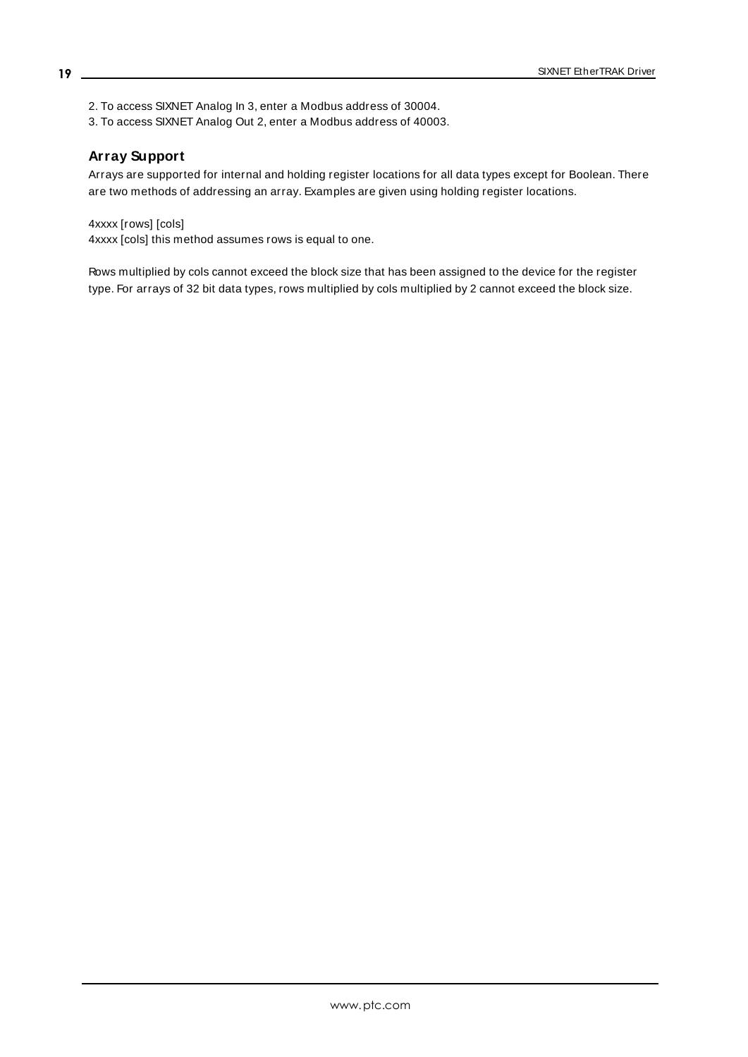2. To access SIXNET Analog In 3, enter a Modbus address of 30004.
3. To access SIXNET Analog Out 2, enter a Modbus address of 40003.

### Array Support

Arrays are supported for internal and holding register locations for all data types except for Boolean. There are two methods of addressing an array. Examples are given using holding register locations.

4xxxx [rows] [cols]
4xxxx [cols] this method assumes rows is equal to one.

Rows multiplied by cols cannot exceed the block size that has been assigned to the device for the register type. For arrays of 32 bit data types, rows multiplied by cols multiplied by 2 cannot exceed the block size.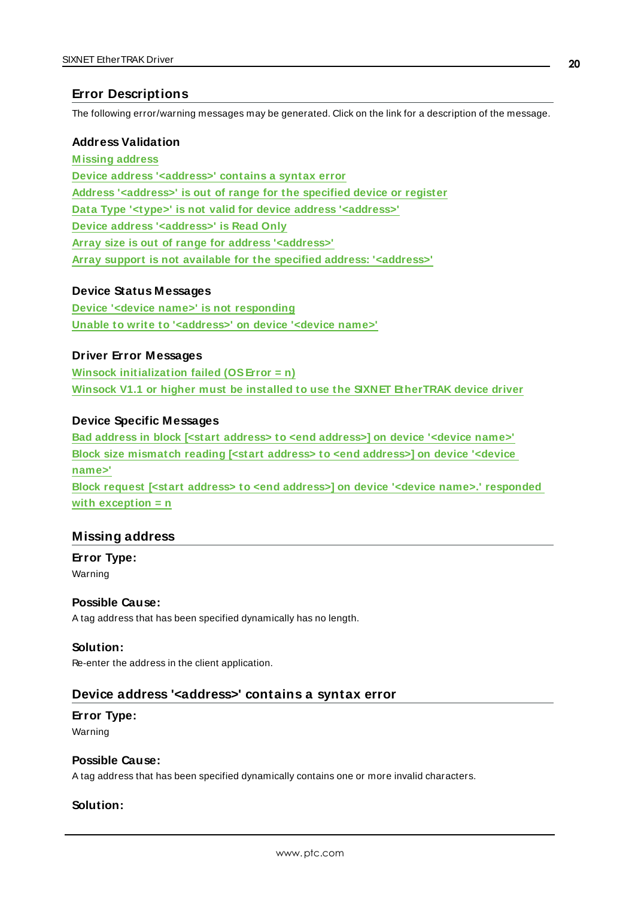## Error Descriptions

The following error/warning messages may be generated. Click on the link for a description of the message.

### Address Validation

**Missing address**
**Device address '<address>' contains a syntax error**
**Address '<address>' is out of range for the specified device or register**
**Data Type '<type>' is not valid for device address '<address>'**
**Device address '<address>' is Read Only**
**Array size is out of range for address '<address>'**
**Array support is not available for the specified address: '<address>'**

### Device Status Messages

**Device '<device name>' is not responding**
**Unable to write to '<address>' on device '<device name>'**

### Driver Error Messages

**Winsock initialization failed (OS Error = n)**
**Winsock V1.1 or higher must be installed to use the SIXNET EtherTRAK device driver**

### Device Specific Messages

**Bad address in block [<start address> to <end address>] on device '<device name>'**
**Block size mismatch reading [<start address> to <end address>] on device '<device name>'**
**Block request [<start address> to <end address>] on device '<device name>.' responded with exception = n**

## Missing address

**Error Type:**
Warning

**Possible Cause:**
A tag address that has been specified dynamically has no length.

**Solution:**
Re-enter the address in the client application.

## Device address '<address>' contains a syntax error

**Error Type:**
Warning

**Possible Cause:**
A tag address that has been specified dynamically contains one or more invalid characters.

**Solution:**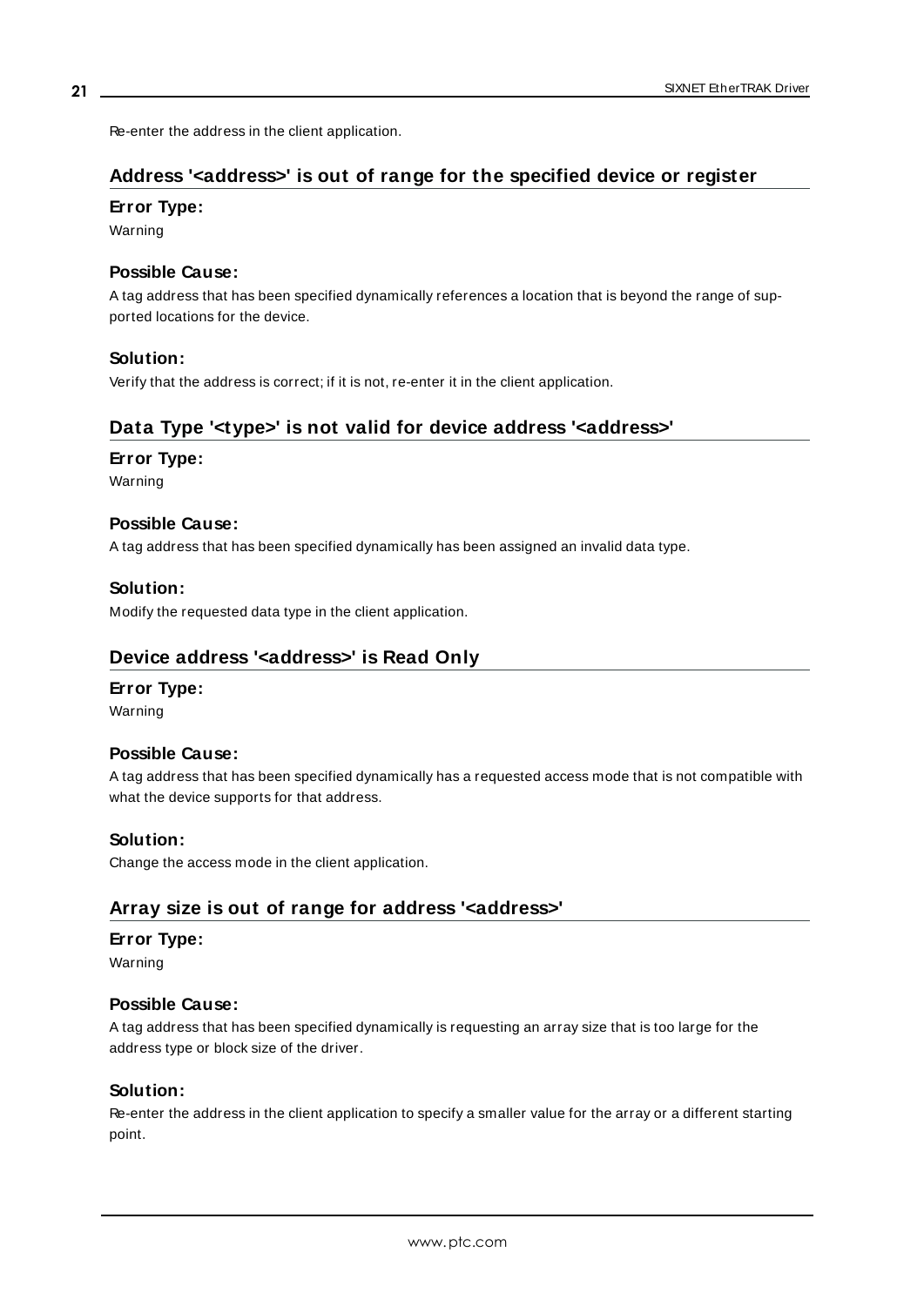Re-enter the address in the client application.

## Address '<address>' is out of range for the specified device or register

**Error Type:**

Warning

**Possible Cause:**

A tag address that has been specified dynamically references a location that is beyond the range of supported locations for the device.

**Solution:**

Verify that the address is correct; if it is not, re-enter it in the client application.

## Data Type '<type>' is not valid for device address '<address>'

**Error Type:**

Warning

**Possible Cause:**

A tag address that has been specified dynamically has been assigned an invalid data type.

**Solution:**

Modify the requested data type in the client application.

## Device address '<address>' is Read Only

**Error Type:**

Warning

**Possible Cause:**

A tag address that has been specified dynamically has a requested access mode that is not compatible with what the device supports for that address.

**Solution:**

Change the access mode in the client application.

## Array size is out of range for address '<address>'

**Error Type:**

Warning

**Possible Cause:**

A tag address that has been specified dynamically is requesting an array size that is too large for the address type or block size of the driver.

**Solution:**

Re-enter the address in the client application to specify a smaller value for the array or a different starting point.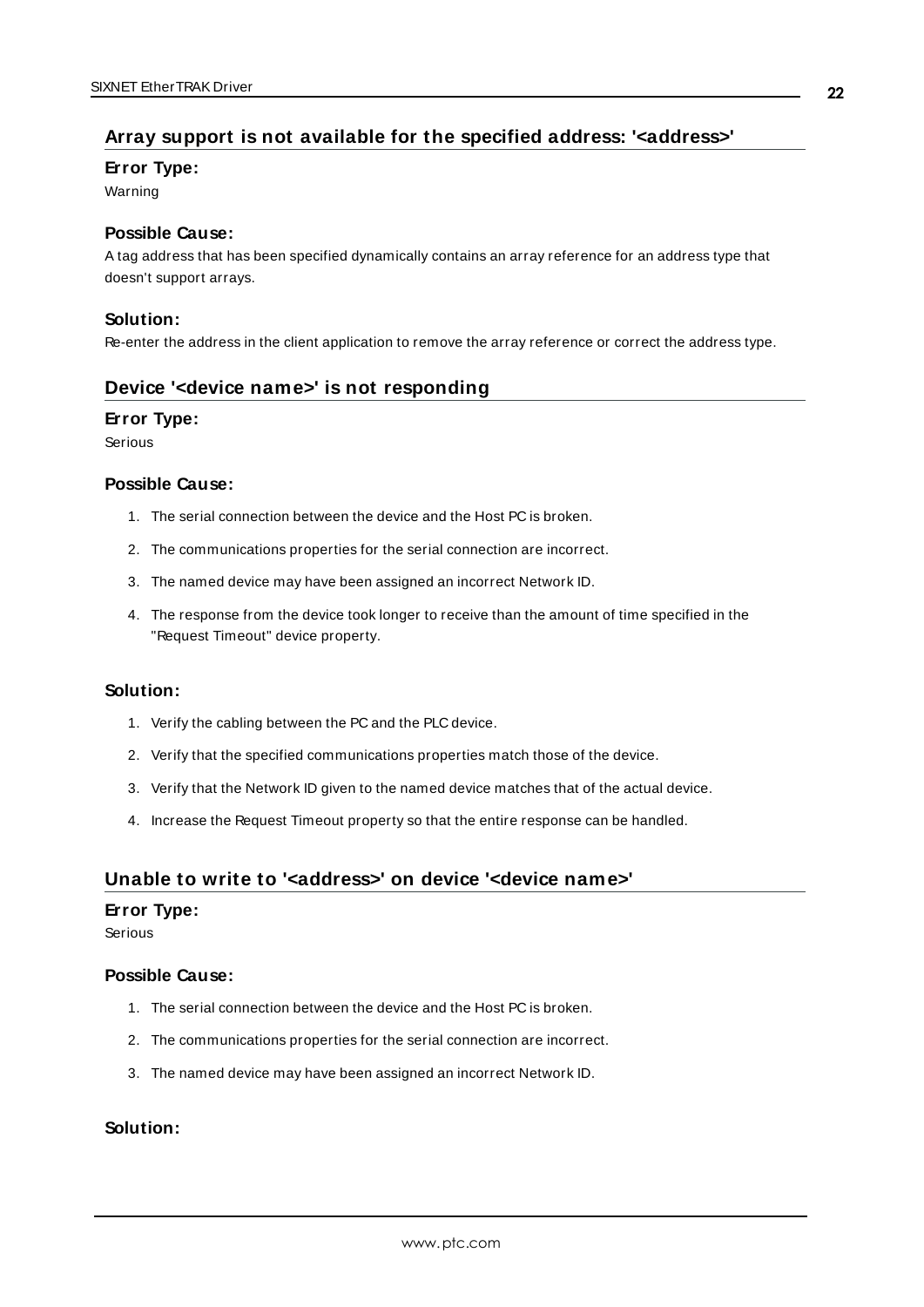## Array support is not available for the specified address: '<address>'

**Error Type:**

Warning

**Possible Cause:**

A tag address that has been specified dynamically contains an array reference for an address type that doesn't support arrays.

**Solution:**

Re-enter the address in the client application to remove the array reference or correct the address type.

## Device '<device name>' is not responding

**Error Type:**

Serious

**Possible Cause:**

1. The serial connection between the device and the Host PC is broken.
2. The communications properties for the serial connection are incorrect.
3. The named device may have been assigned an incorrect Network ID.
4. The response from the device took longer to receive than the amount of time specified in the "Request Timeout" device property.

**Solution:**

1. Verify the cabling between the PC and the PLC device.
2. Verify that the specified communications properties match those of the device.
3. Verify that the Network ID given to the named device matches that of the actual device.
4. Increase the Request Timeout property so that the entire response can be handled.

## Unable to write to '<address>' on device '<device name>'

**Error Type:**

Serious

**Possible Cause:**

1. The serial connection between the device and the Host PC is broken.
2. The communications properties for the serial connection are incorrect.
3. The named device may have been assigned an incorrect Network ID.

**Solution:**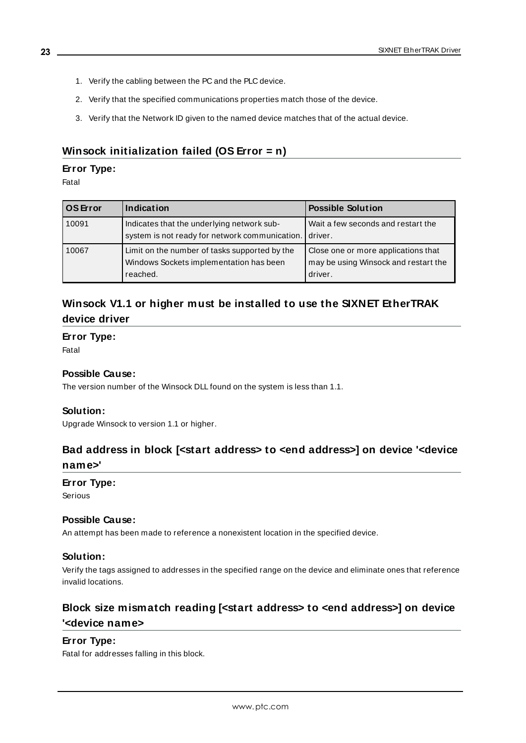1. Verify the cabling between the PC and the PLC device.
2. Verify that the specified communications properties match those of the device.
3. Verify that the Network ID given to the named device matches that of the actual device.

## Winsock initialization failed (OS Error = n)

### Error Type:

Fatal

| OS Error | Indication | Possible Solution |
|---|---|---|
| 10091 | Indicates that the underlying network sub-system is not ready for network communication. | Wait a few seconds and restart the driver. |
| 10067 | Limit on the number of tasks supported by the Windows Sockets implementation has been reached. | Close one or more applications that may be using Winsock and restart the driver. |

## Winsock V1.1 or higher must be installed to use the SIXNET EtherTRAK device driver

### Error Type:

Fatal

### Possible Cause:

The version number of the Winsock DLL found on the system is less than 1.1.

### Solution:

Upgrade Winsock to version 1.1 or higher.

## Bad address in block [<start address> to <end address>] on device '<device name>'

### Error Type:

Serious

### Possible Cause:

An attempt has been made to reference a nonexistent location in the specified device.

### Solution:

Verify the tags assigned to addresses in the specified range on the device and eliminate ones that reference invalid locations.

## Block size mismatch reading [<start address> to <end address>] on device '<device name>

### Error Type:

Fatal for addresses falling in this block.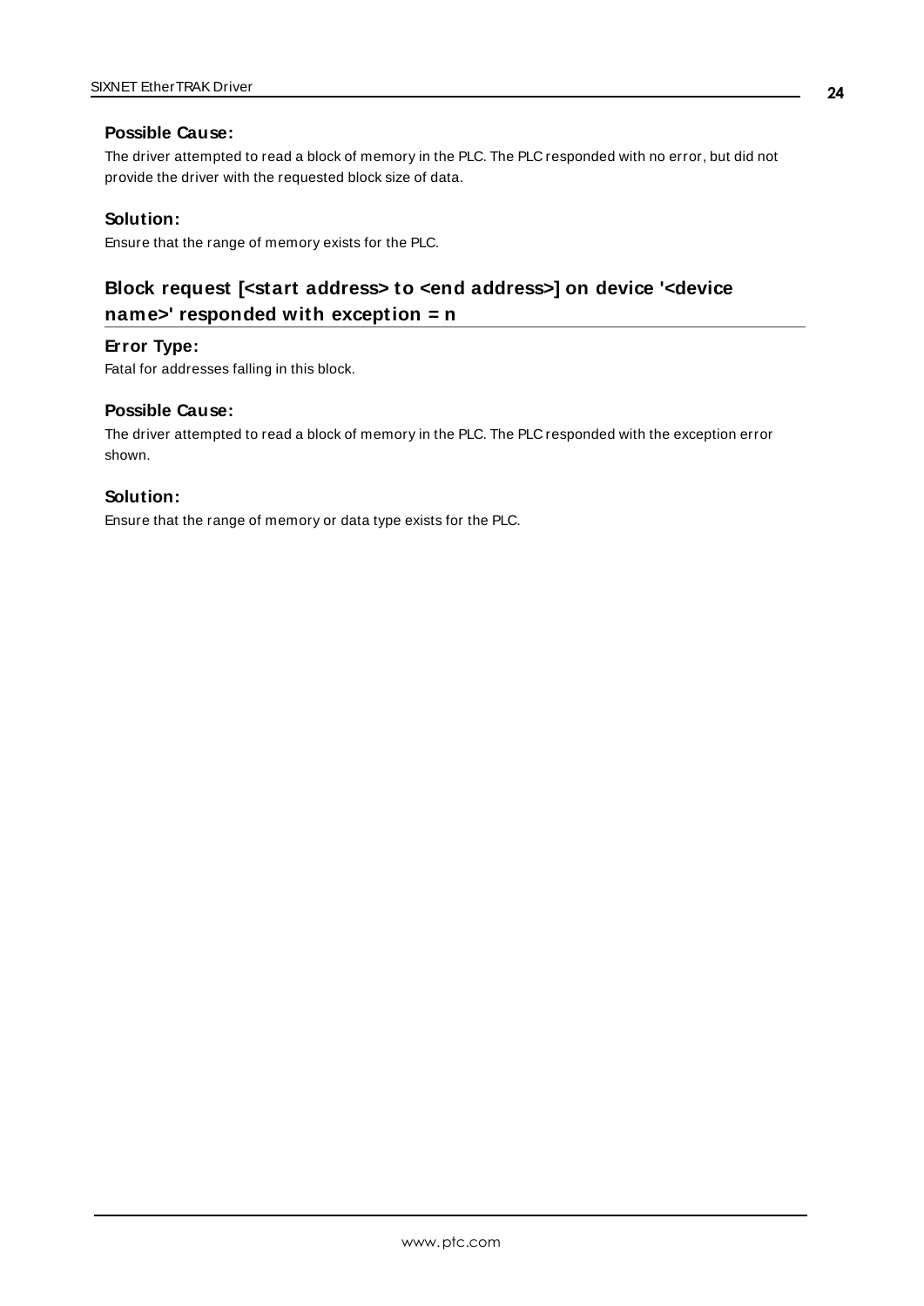#### Possible Cause:

The driver attempted to read a block of memory in the PLC. The PLC responded with no error, but did not provide the driver with the requested block size of data.

#### Solution:

Ensure that the range of memory exists for the PLC.

### Block request [<start address> to <end address>] on device '<device name>' responded with exception = n

#### Error Type:

Fatal for addresses falling in this block.

#### Possible Cause:

The driver attempted to read a block of memory in the PLC. The PLC responded with the exception error shown.

#### Solution:

Ensure that the range of memory or data type exists for the PLC.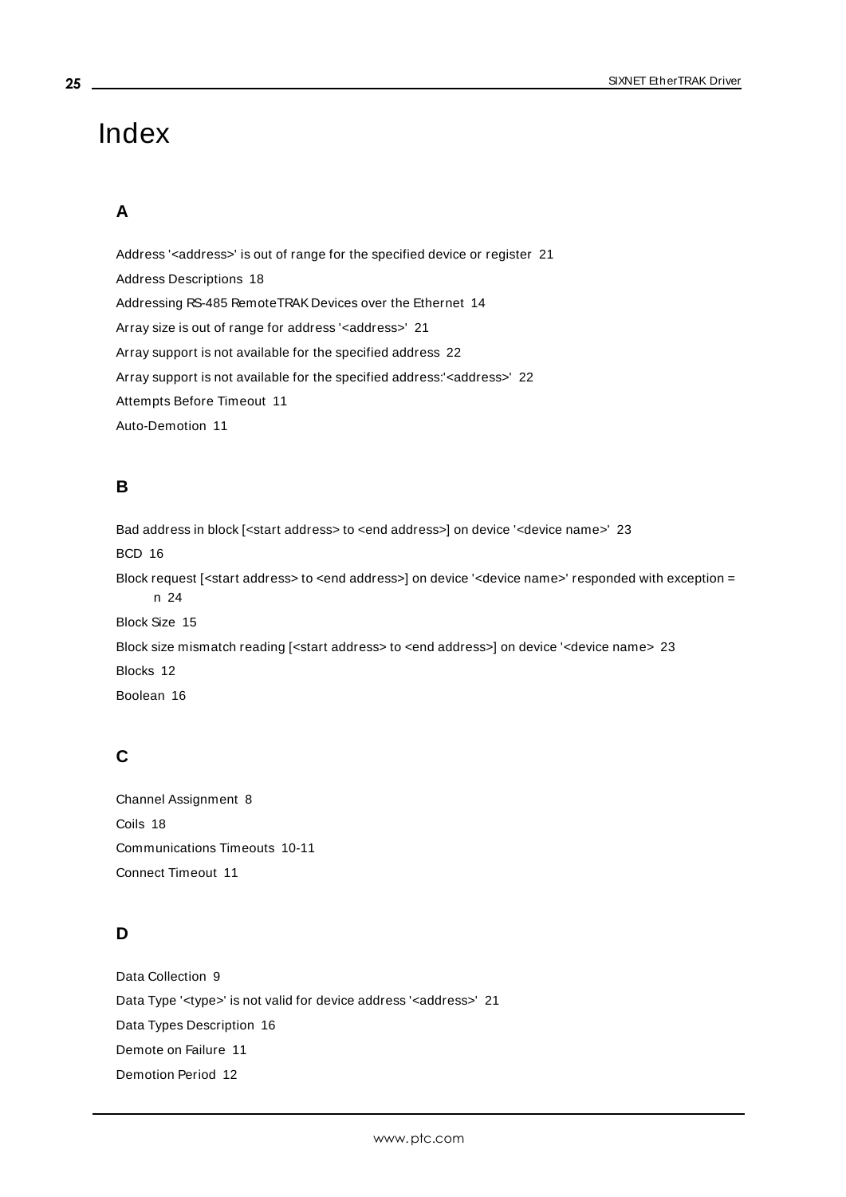# Index

## A

Address '<address>' is out of range for the specified device or register 21

Address Descriptions 18

Addressing RS-485 RemoteTRAK Devices over the Ethernet 14

Array size is out of range for address '<address>' 21

Array support is not available for the specified address 22

Array support is not available for the specified address:'<address>' 22

Attempts Before Timeout 11

Auto-Demotion 11

## B

Bad address in block [<start address> to <end address>] on device '<device name>' 23

BCD 16

Block request [<start address> to <end address>] on device '<device name>' responded with exception = n 24

Block Size 15

Block size mismatch reading [<start address> to <end address>] on device '<device name> 23

Blocks 12

Boolean 16

## C

Channel Assignment 8

Coils 18

Communications Timeouts 10-11

Connect Timeout 11

## D

Data Collection 9

Data Type '<type>' is not valid for device address '<address>' 21

Data Types Description 16

Demote on Failure 11

Demotion Period 12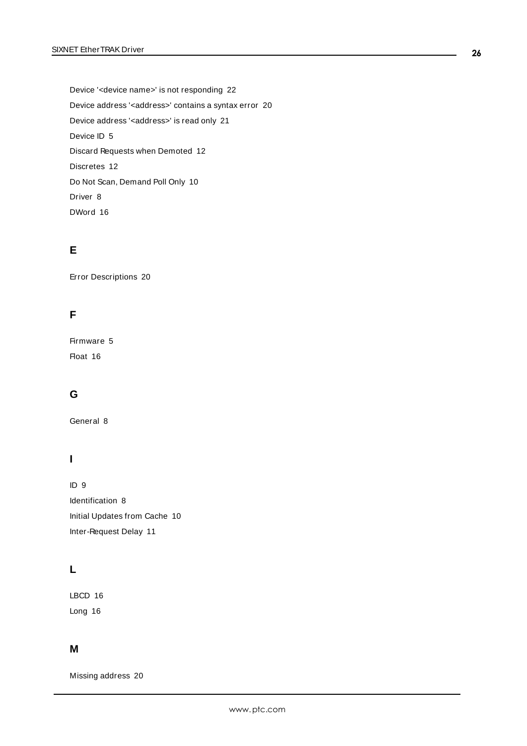Device '<device name>' is not responding 22

Device address '<address>' contains a syntax error 20

Device address '<address>' is read only 21

Device ID 5

Discard Requests when Demoted 12

Discretes 12

Do Not Scan, Demand Poll Only 10

Driver 8

DWord 16

## E

Error Descriptions 20

## F

Firmware 5

Float 16

## G

General 8

## I

ID 9

Identification 8

Initial Updates from Cache 10

Inter-Request Delay 11

## L

LBCD 16

Long 16

## M

Missing address 20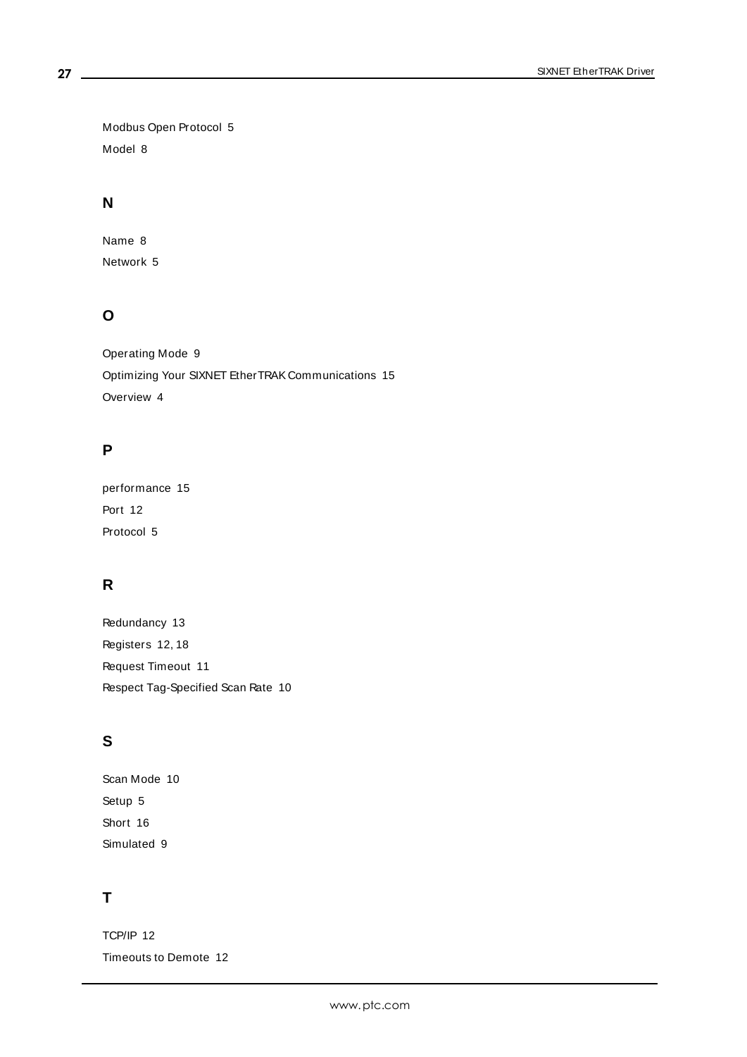Modbus Open Protocol 5

Model 8

## N

Name 8

Network 5

## O

Operating Mode 9

Optimizing Your SIXNET EtherTRAK Communications 15

Overview 4

## P

performance 15

Port 12

Protocol 5

## R

Redundancy 13

Registers 12, 18

Request Timeout 11

Respect Tag-Specified Scan Rate 10

## S

Scan Mode 10

Setup 5

Short 16

Simulated 9

## T

TCP/IP 12

Timeouts to Demote 12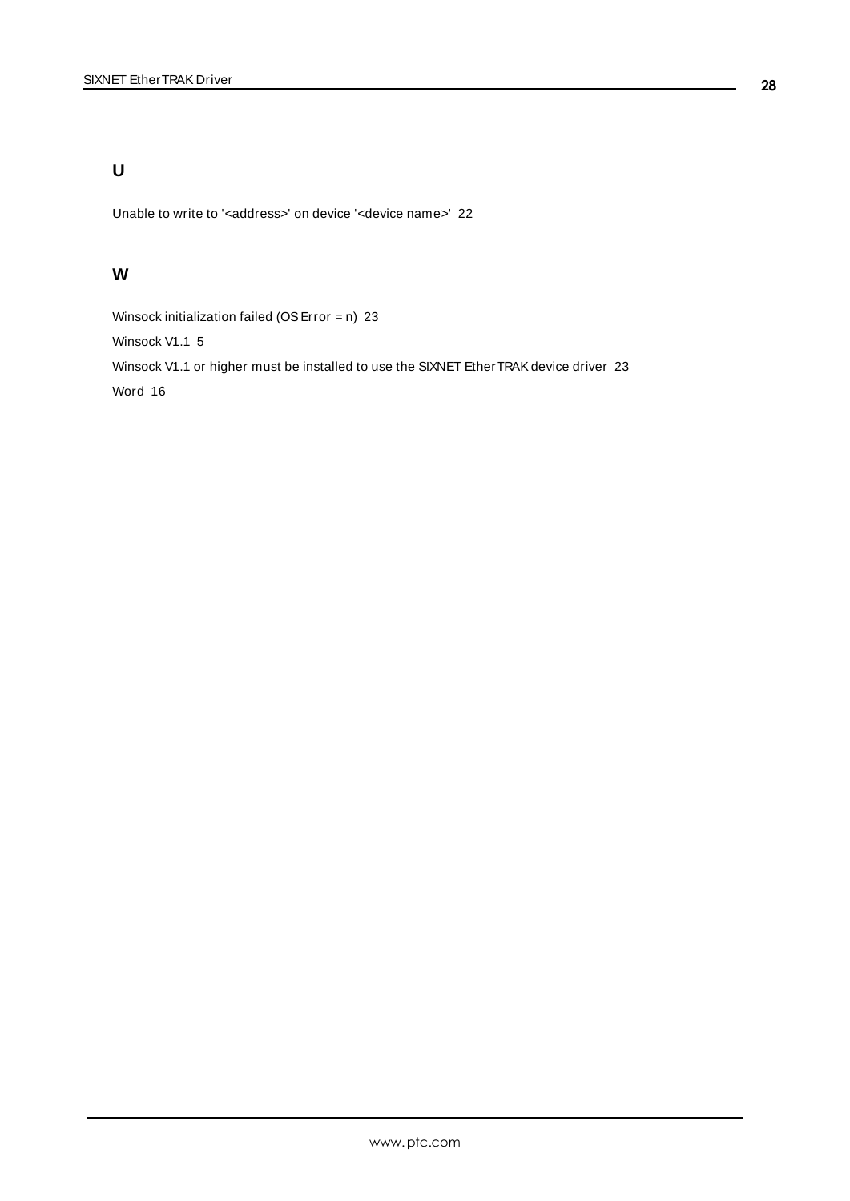## U

Unable to write to '<address>' on device '<device name>' 22

## W

Winsock initialization failed (OS Error = n) 23

Winsock V1.1 5

Winsock V1.1 or higher must be installed to use the SIXNET EtherTRAK device driver 23

Word 16